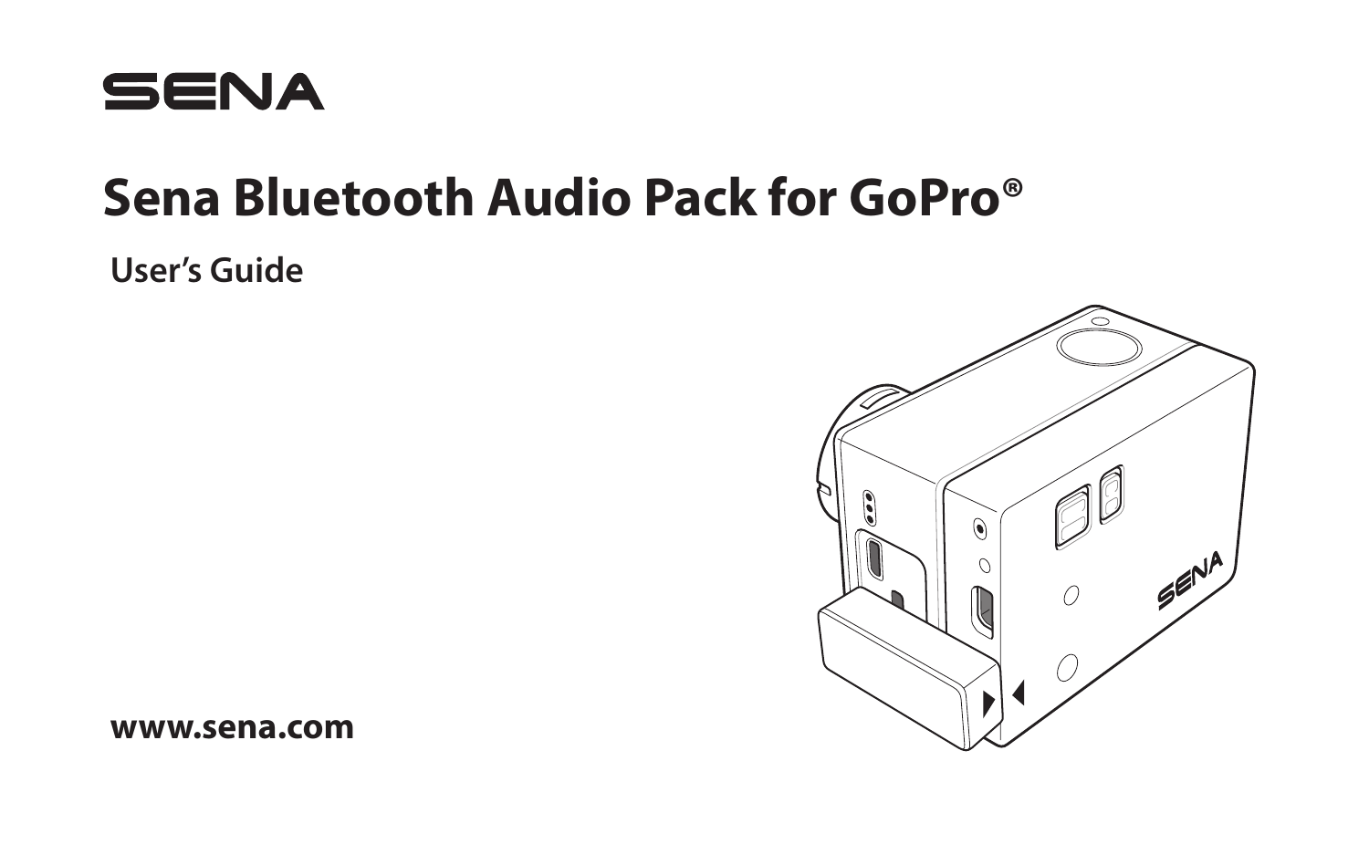SENA

# Sena Bluetooth Audio Pack for GoPro®

## User's Guide

**www.sena.com**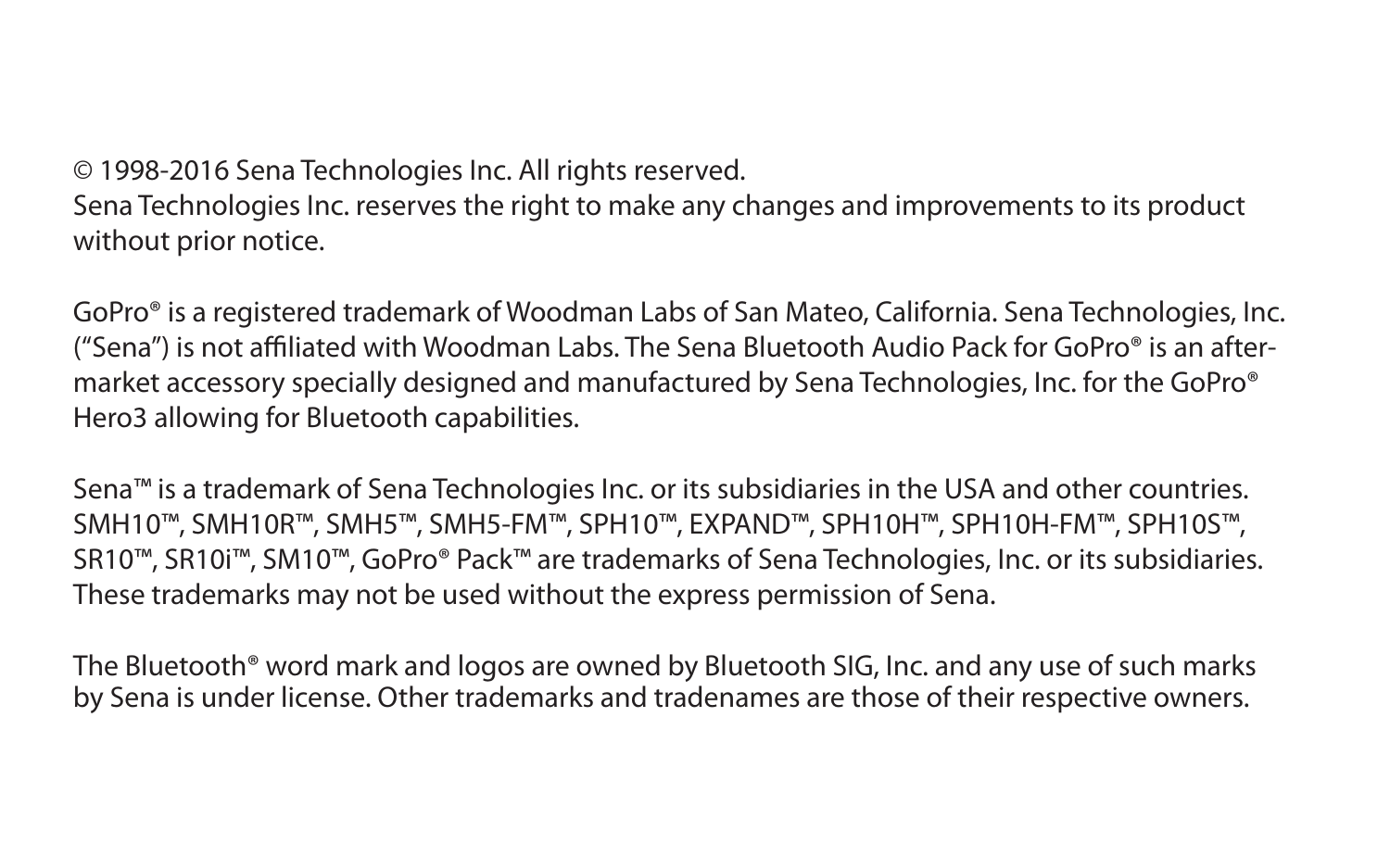© 1998-2016 Sena Technologies Inc. All rights reserved.
Sena Technologies Inc. reserves the right to make any changes and improvements to its product without prior notice.

GoPro® is a registered trademark of Woodman Labs of San Mateo, California. Sena Technologies, Inc. ("Sena") is not affiliated with Woodman Labs. The Sena Bluetooth Audio Pack for GoPro® is an after-market accessory specially designed and manufactured by Sena Technologies, Inc. for the GoPro® Hero3 allowing for Bluetooth capabilities.

Sena™ is a trademark of Sena Technologies Inc. or its subsidiaries in the USA and other countries. SMH10™, SMH10R™, SMH5™, SMH5-FM™, SPH10™, EXPAND™, SPH10H™, SPH10H-FM™, SPH10S™, SR10™, SR10i™, SM10™, GoPro® Pack™ are trademarks of Sena Technologies, Inc. or its subsidiaries. These trademarks may not be used without the express permission of Sena.

The Bluetooth® word mark and logos are owned by Bluetooth SIG, Inc. and any use of such marks by Sena is under license. Other trademarks and tradenames are those of their respective owners.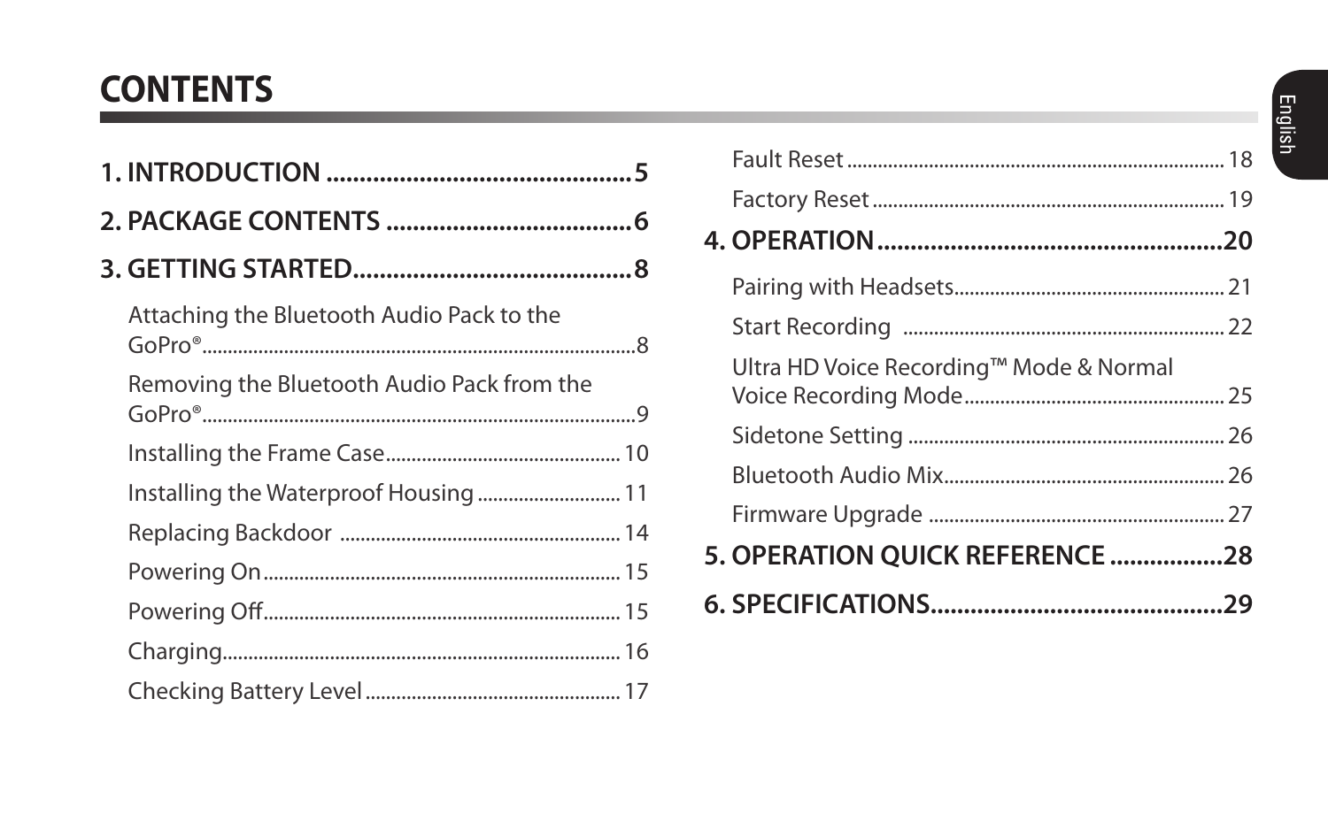# CONTENTS

**1. INTRODUCTION ............................................ 5**

**2. PACKAGE CONTENTS .................................... 6**

**3. GETTING STARTED......................................... 8**

- Attaching the Bluetooth Audio Pack to the GoPro® ........................................................ 8
- Removing the Bluetooth Audio Pack from the GoPro® ........................................................ 9
- Installing the Frame Case ........................................ 10
- Installing the Waterproof Housing ........................ 11
- Replacing Backdoor ................................................ 14
- Powering On ............................................................. 15
- Powering Off ............................................................. 15
- Charging ................................................................... 16
- Checking Battery Level ............................................ 17
- Fault Reset ................................................................ 18
- Factory Reset ........................................................... 19

**4. OPERATION .................................................. 20**

- Pairing with Headsets .............................................. 21
- Start Recording ........................................................ 22
- Ultra HD Voice Recording™ Mode & Normal Voice Recording Mode ............................................ 25
- Sidetone Setting ....................................................... 26
- Bluetooth Audio Mix ................................................ 26
- Firmware Upgrade ................................................... 27

**5. OPERATION QUICK REFERENCE ................. 28**

**6. SPECIFICATIONS........................................... 29**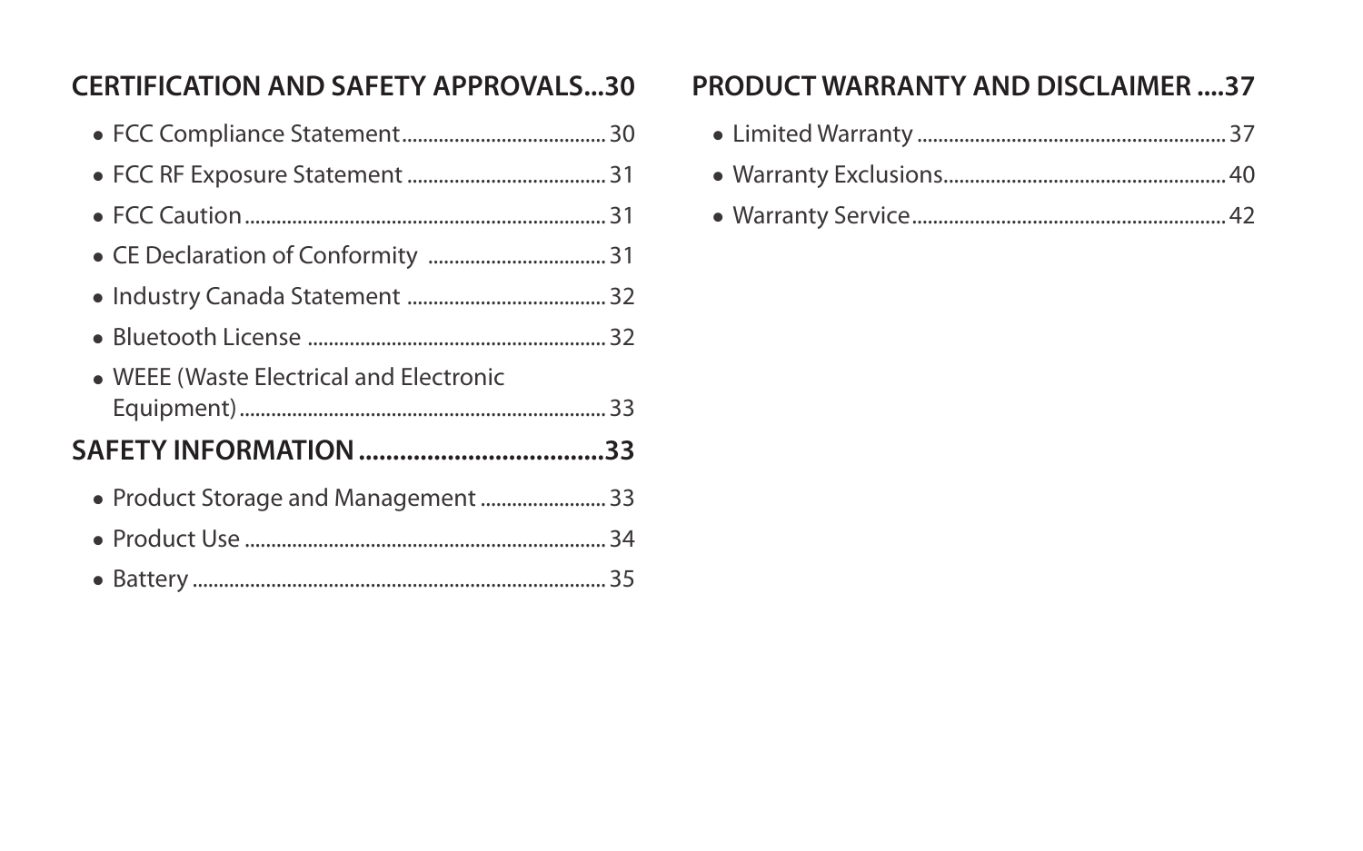**CERTIFICATION AND SAFETY APPROVALS...30**

- FCC Compliance Statement....................................... 30
- FCC RF Exposure Statement ...................................... 31
- FCC Caution..................................................................... 31
- CE Declaration of Conformity .................................. 31
- Industry Canada Statement ....................................... 32
- Bluetooth License .......................................................... 32
- WEEE (Waste Electrical and Electronic Equipment)....................................................................... 33

**SAFETY INFORMATION....................................33**

- Product Storage and Management ........................ 33
- Product Use ..................................................................... 34
- Battery ............................................................................... 35

**PRODUCT WARRANTY AND DISCLAIMER ....37**

- Limited Warranty ........................................................... 37
- Warranty Exclusions...................................................... 40
- Warranty Service............................................................ 42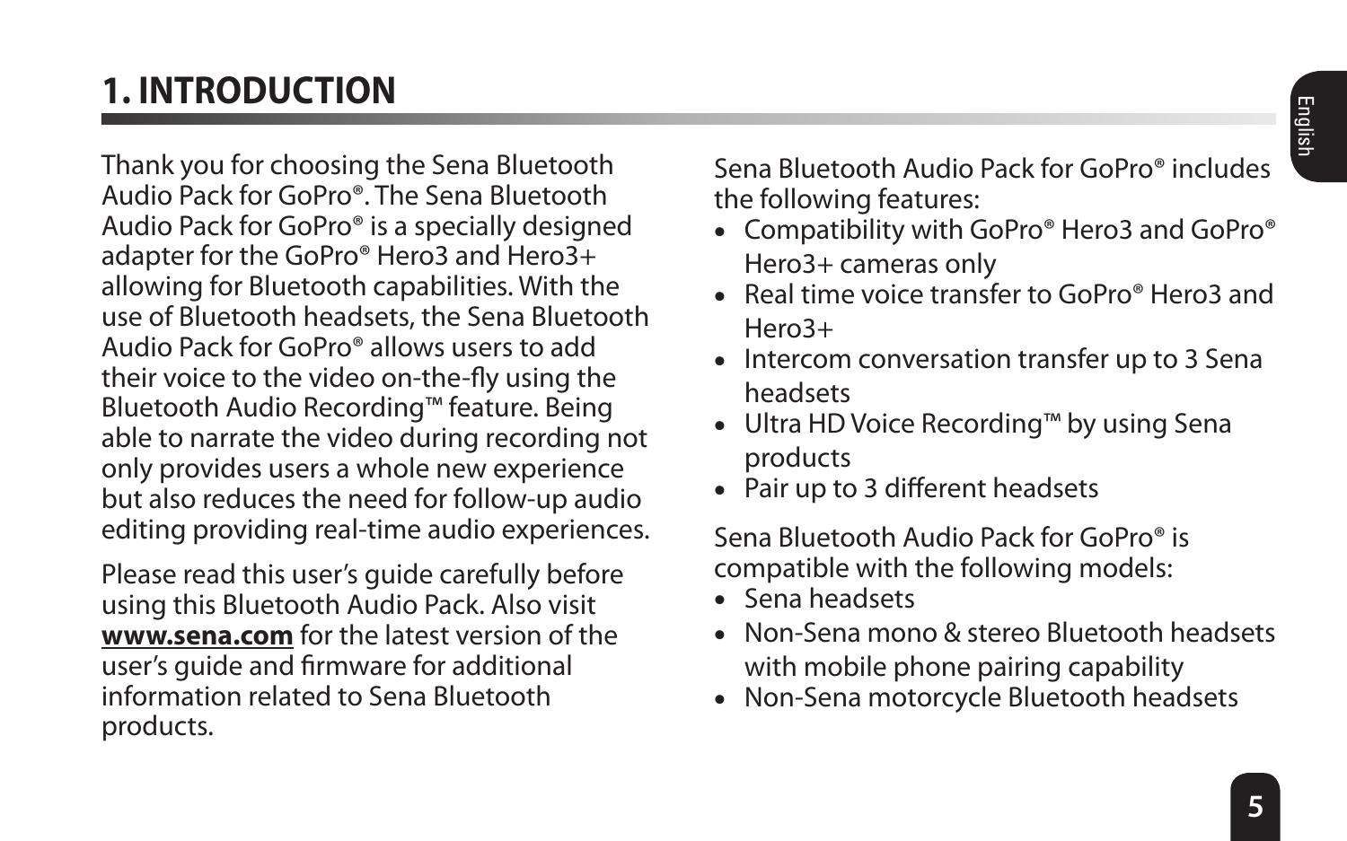# 1. INTRODUCTION

Thank you for choosing the Sena Bluetooth Audio Pack for GoPro®. The Sena Bluetooth Audio Pack for GoPro® is a specially designed adapter for the GoPro® Hero3 and Hero3+ allowing for Bluetooth capabilities. With the use of Bluetooth headsets, the Sena Bluetooth Audio Pack for GoPro® allows users to add their voice to the video on-the-fly using the Bluetooth Audio Recording™ feature. Being able to narrate the video during recording not only provides users a whole new experience but also reduces the need for follow-up audio editing providing real-time audio experiences.

Please read this user's guide carefully before using this Bluetooth Audio Pack. Also visit **www.sena.com** for the latest version of the user's guide and firmware for additional information related to Sena Bluetooth products.

Sena Bluetooth Audio Pack for GoPro® includes the following features:

- Compatibility with GoPro® Hero3 and GoPro® Hero3+ cameras only
- Real time voice transfer to GoPro® Hero3 and Hero3+
- Intercom conversation transfer up to 3 Sena headsets
- Ultra HD Voice Recording™ by using Sena products
- Pair up to 3 different headsets

Sena Bluetooth Audio Pack for GoPro® is compatible with the following models:

- Sena headsets
- Non-Sena mono & stereo Bluetooth headsets with mobile phone pairing capability
- Non-Sena motorcycle Bluetooth headsets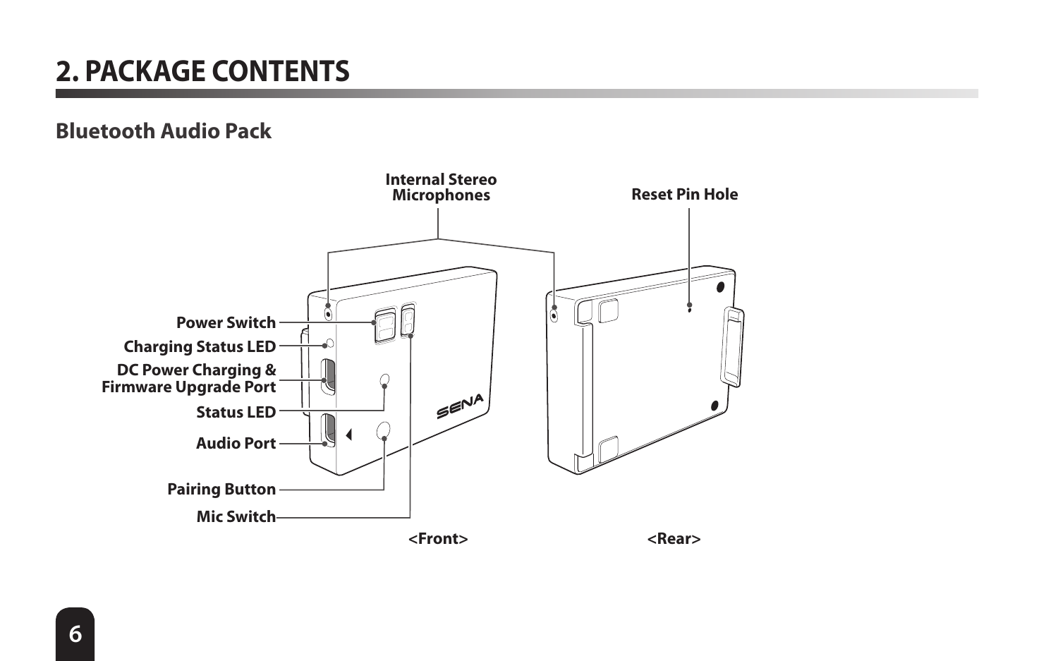# 2. PACKAGE CONTENTS

## Bluetooth Audio Pack

Internal Stereo Microphones

Reset Pin Hole

Power Switch

Charging Status LED

DC Power Charging & Firmware Upgrade Port

Status LED

Audio Port

Pairing Button

Mic Switch

<Front>

<Rear>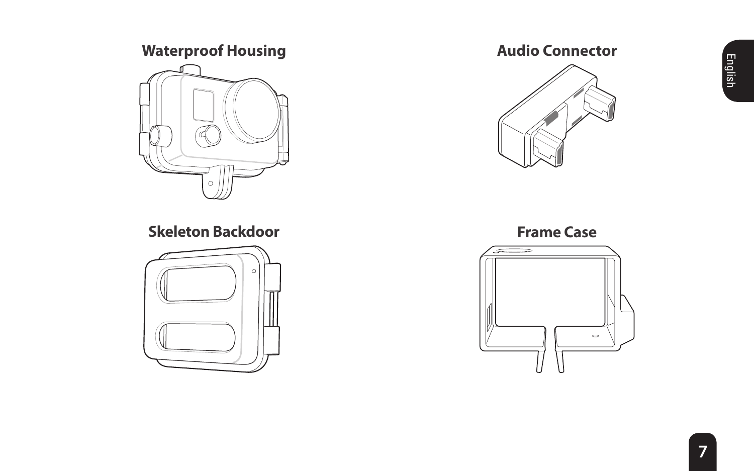**Waterproof Housing**

**Audio Connector**

**Skeleton Backdoor**

**Frame Case**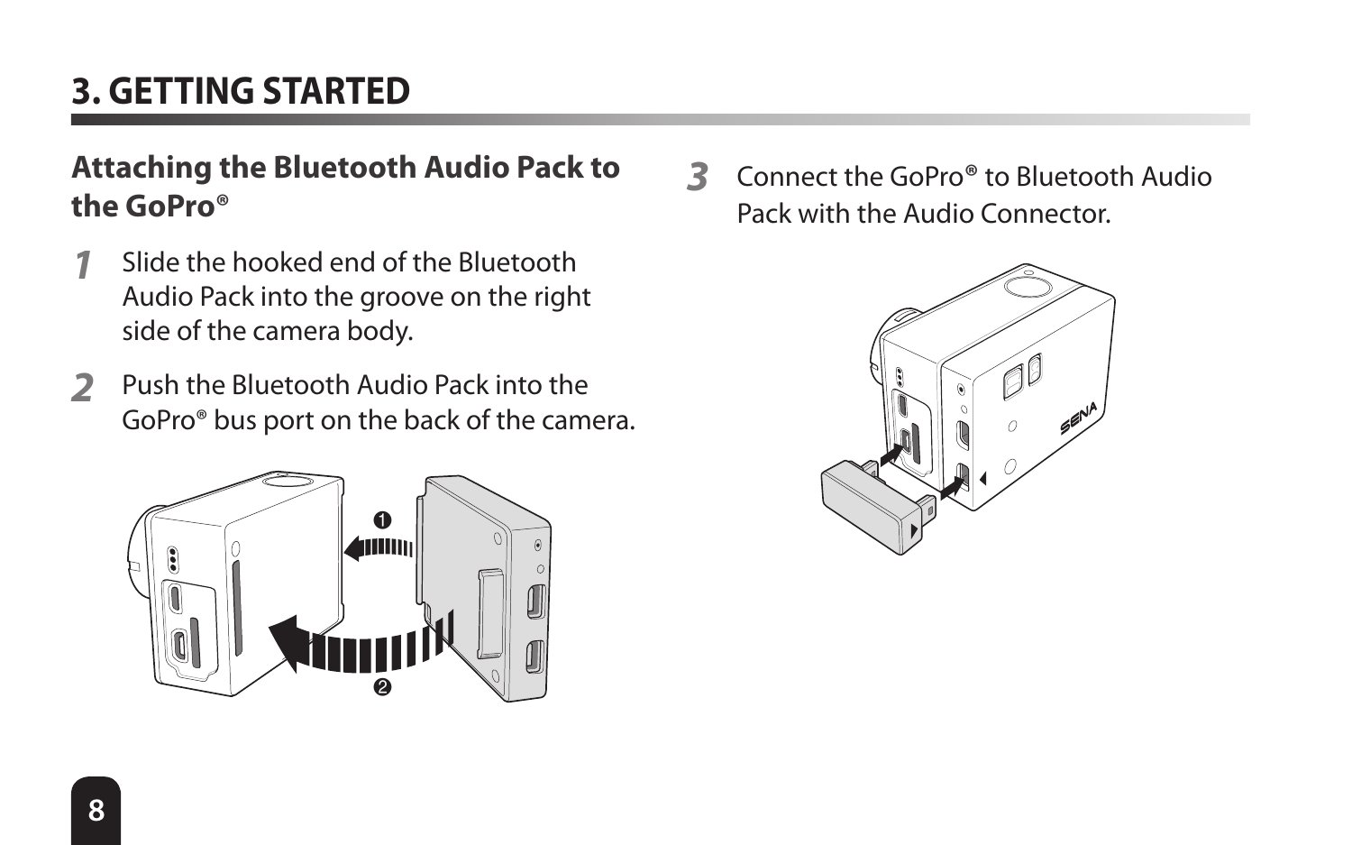# 3. GETTING STARTED

## Attaching the Bluetooth Audio Pack to the GoPro®

1. Slide the hooked end of the Bluetooth Audio Pack into the groove on the right side of the camera body.
2. Push the Bluetooth Audio Pack into the GoPro® bus port on the back of the camera.
3. Connect the GoPro® to Bluetooth Audio Pack with the Audio Connector.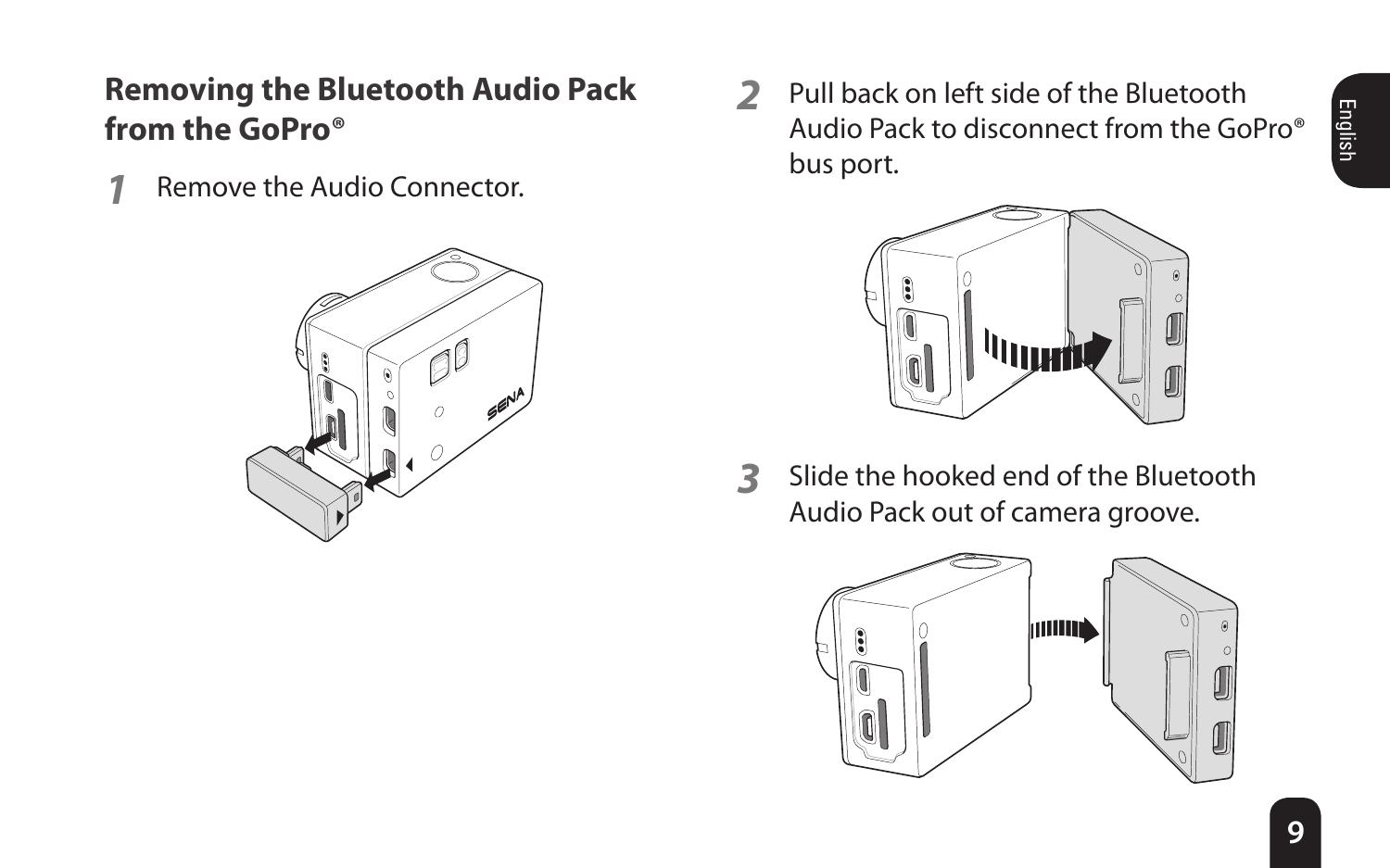## Removing the Bluetooth Audio Pack from the GoPro®

1. Remove the Audio Connector.

2. Pull back on left side of the Bluetooth Audio Pack to disconnect from the GoPro® bus port.

3. Slide the hooked end of the Bluetooth Audio Pack out of camera groove.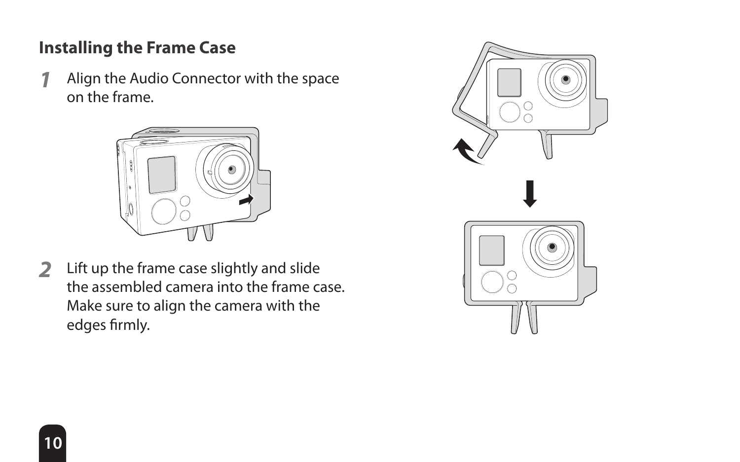## Installing the Frame Case

1. Align the Audio Connector with the space on the frame.

2. Lift up the frame case slightly and slide the assembled camera into the frame case. Make sure to align the camera with the edges firmly.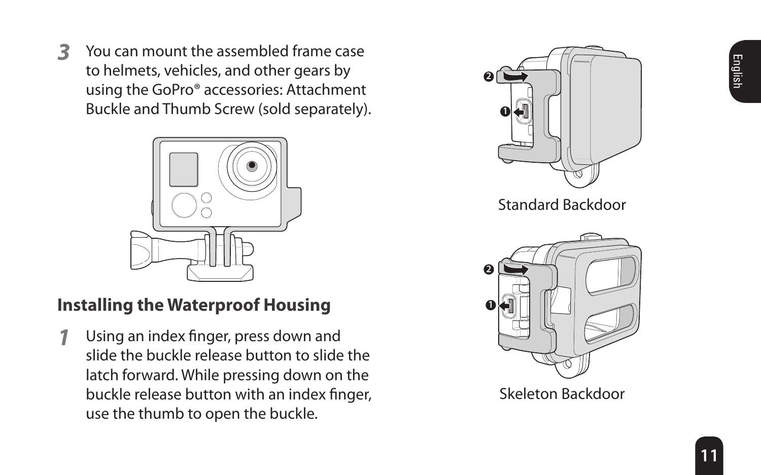3 You can mount the assembled frame case to helmets, vehicles, and other gears by using the GoPro® accessories: Attachment Buckle and Thumb Screw (sold separately).

## Installing the Waterproof Housing

1 Using an index finger, press down and slide the buckle release button to slide the latch forward. While pressing down on the buckle release button with an index finger, use the thumb to open the buckle.

Standard Backdoor

Skeleton Backdoor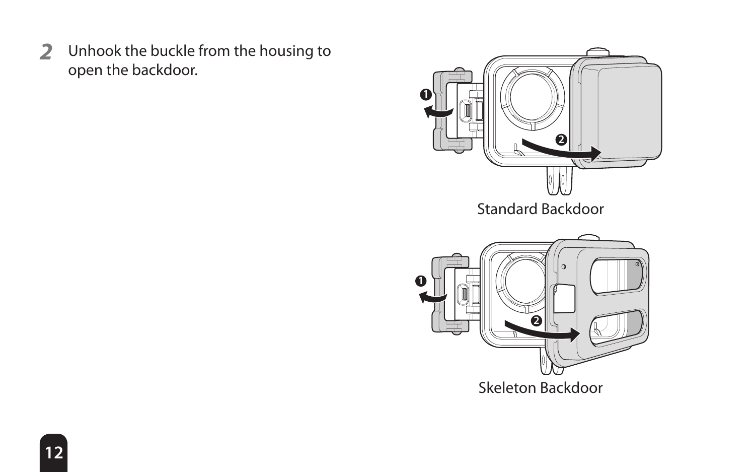2. Unhook the buckle from the housing to open the backdoor.

Standard Backdoor

Skeleton Backdoor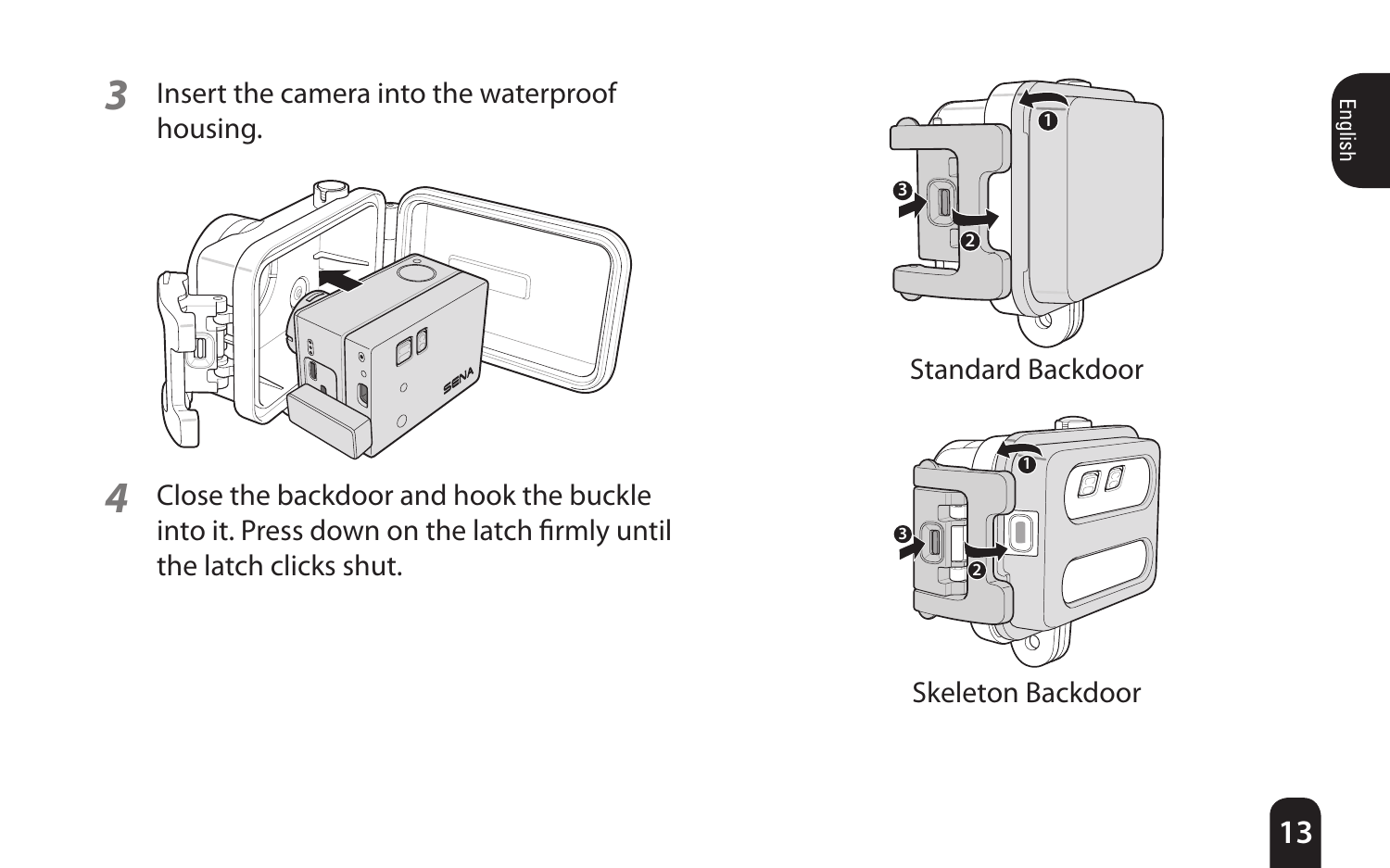3 Insert the camera into the waterproof housing.

4 Close the backdoor and hook the buckle into it. Press down on the latch firmly until the latch clicks shut.

Standard Backdoor

Skeleton Backdoor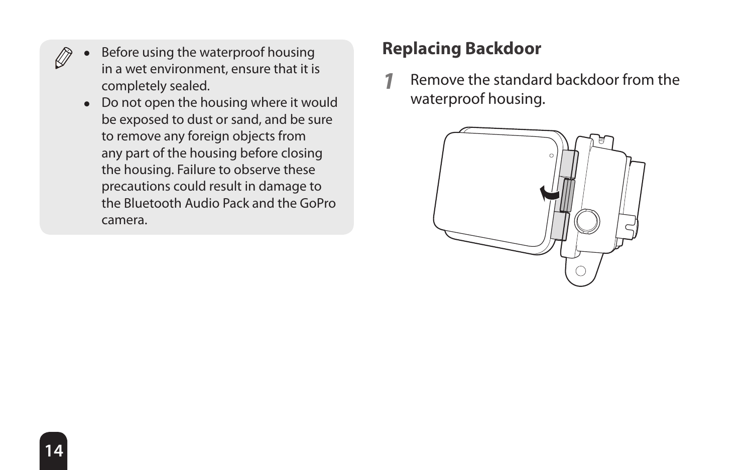- Before using the waterproof housing in a wet environment, ensure that it is completely sealed.
- Do not open the housing where it would be exposed to dust or sand, and be sure to remove any foreign objects from any part of the housing before closing the housing. Failure to observe these precautions could result in damage to the Bluetooth Audio Pack and the GoPro camera.

## Replacing Backdoor

1. Remove the standard backdoor from the waterproof housing.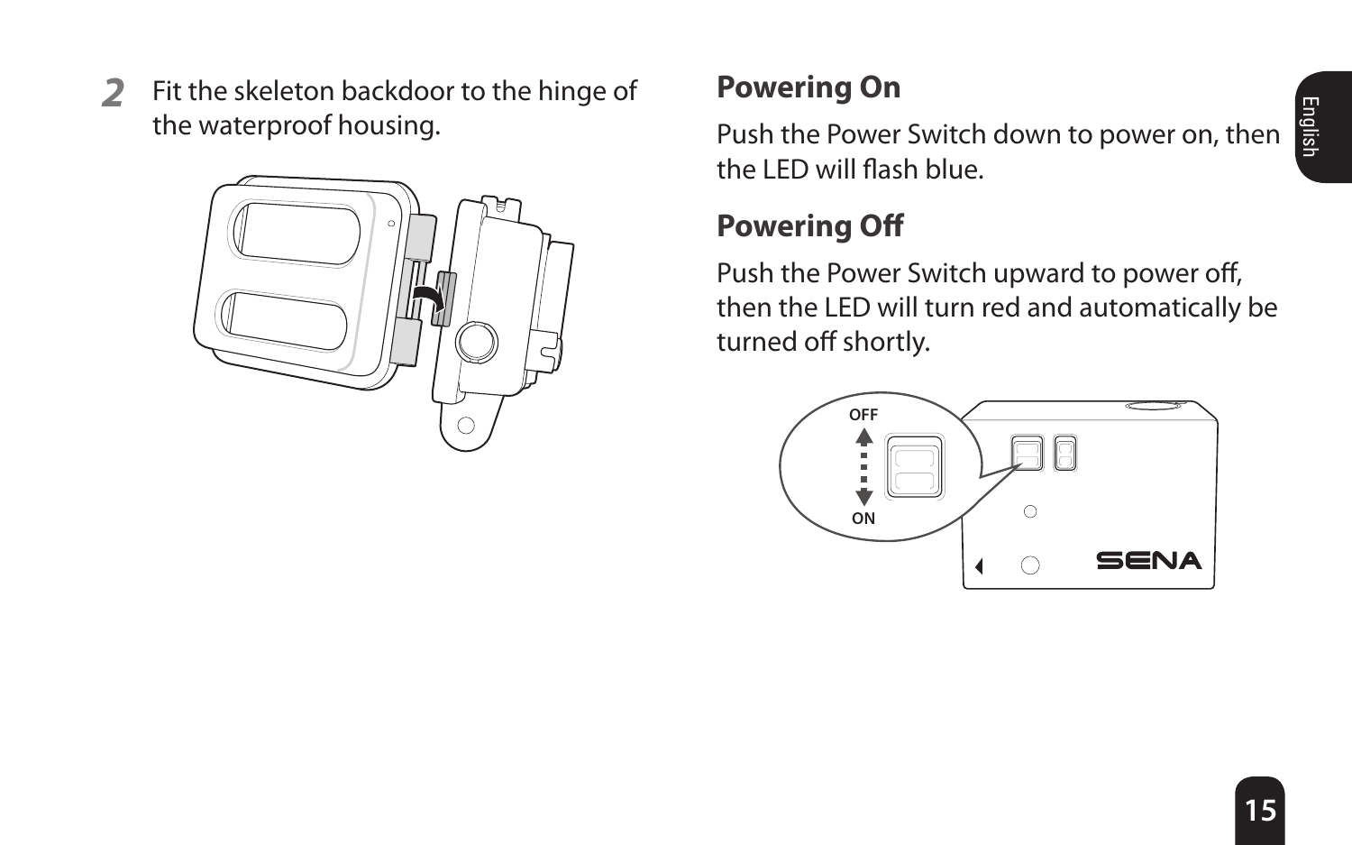2. Fit the skeleton backdoor to the hinge of the waterproof housing.

## Powering On

Push the Power Switch down to power on, then the LED will flash blue.

## Powering Off

Push the Power Switch upward to power off, then the LED will turn red and automatically be turned off shortly.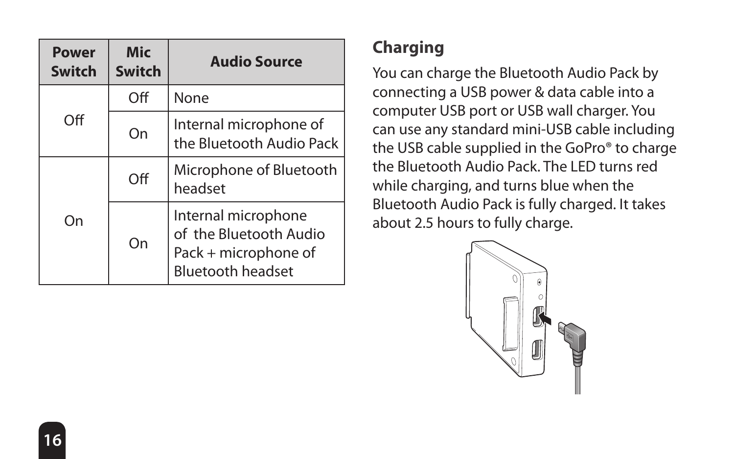| Power Switch | Mic Switch | Audio Source |
| --- | --- | --- |
| Off | Off | None |
| | On | Internal microphone of the Bluetooth Audio Pack |
| On | Off | Microphone of Bluetooth headset |
| | On | Internal microphone of the Bluetooth Audio Pack + microphone of Bluetooth headset |

## Charging

You can charge the Bluetooth Audio Pack by connecting a USB power & data cable into a computer USB port or USB wall charger. You can use any standard mini-USB cable including the USB cable supplied in the GoPro® to charge the Bluetooth Audio Pack. The LED turns red while charging, and turns blue when the Bluetooth Audio Pack is fully charged. It takes about 2.5 hours to fully charge.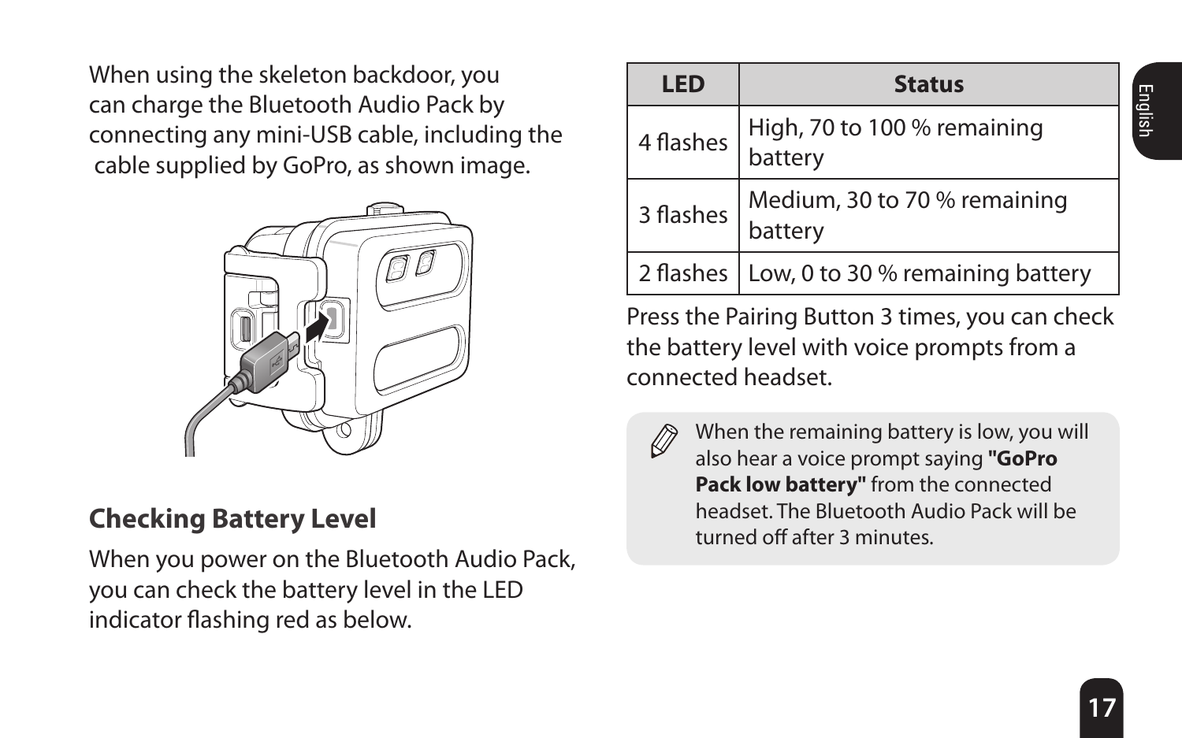When using the skeleton backdoor, you can charge the Bluetooth Audio Pack by connecting any mini-USB cable, including the cable supplied by GoPro, as shown image.

## Checking Battery Level

When you power on the Bluetooth Audio Pack, you can check the battery level in the LED indicator flashing red as below.

| LED | Status |
| --- | --- |
| 4 flashes | High, 70 to 100 % remaining battery |
| 3 flashes | Medium, 30 to 70 % remaining battery |
| 2 flashes | Low, 0 to 30 % remaining battery |

Press the Pairing Button 3 times, you can check the battery level with voice prompts from a connected headset.

When the remaining battery is low, you will also hear a voice prompt saying **"GoPro Pack low battery"** from the connected headset. The Bluetooth Audio Pack will be turned off after 3 minutes.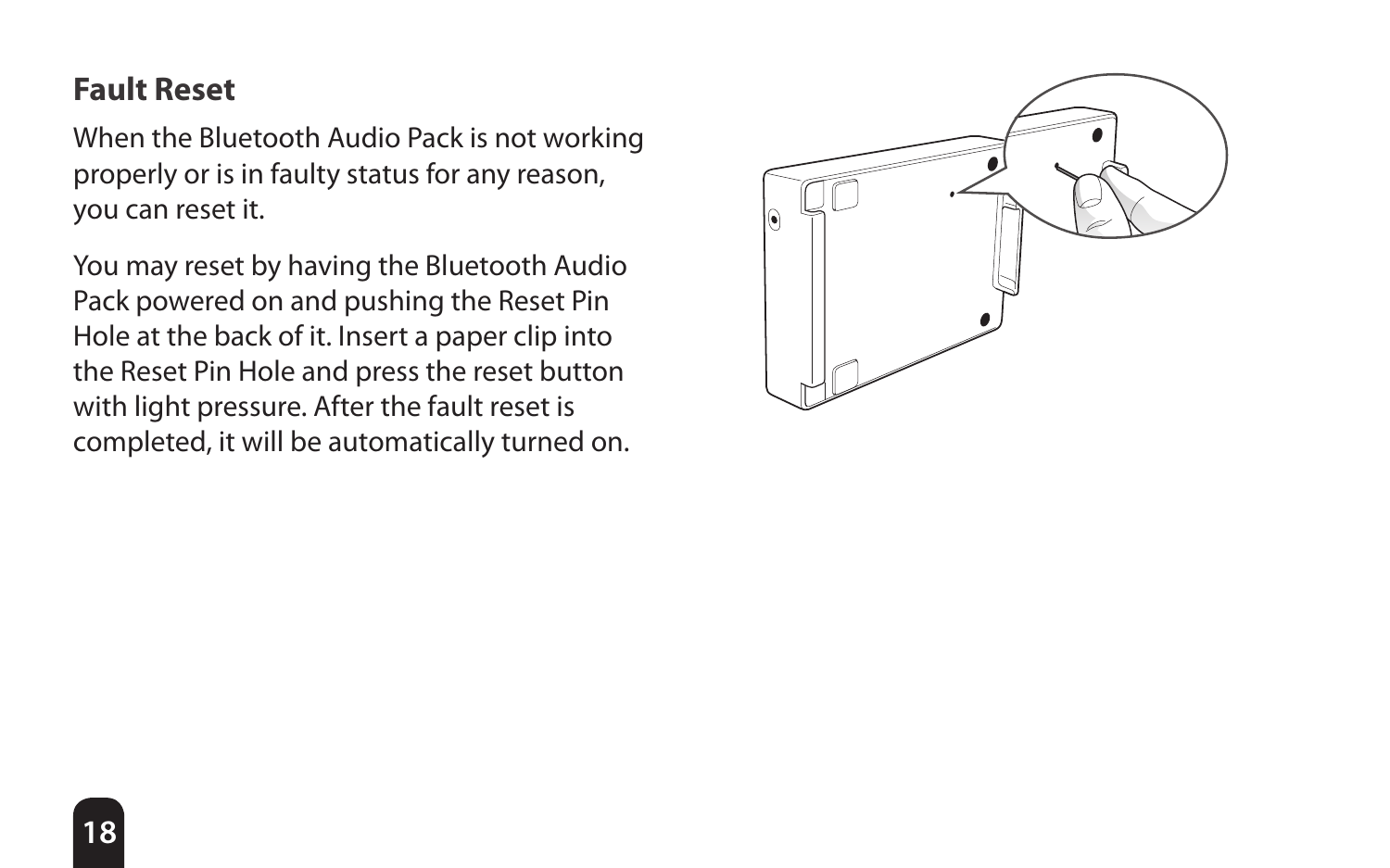## Fault Reset

When the Bluetooth Audio Pack is not working properly or is in faulty status for any reason, you can reset it.

You may reset by having the Bluetooth Audio Pack powered on and pushing the Reset Pin Hole at the back of it. Insert a paper clip into the Reset Pin Hole and press the reset button with light pressure. After the fault reset is completed, it will be automatically turned on.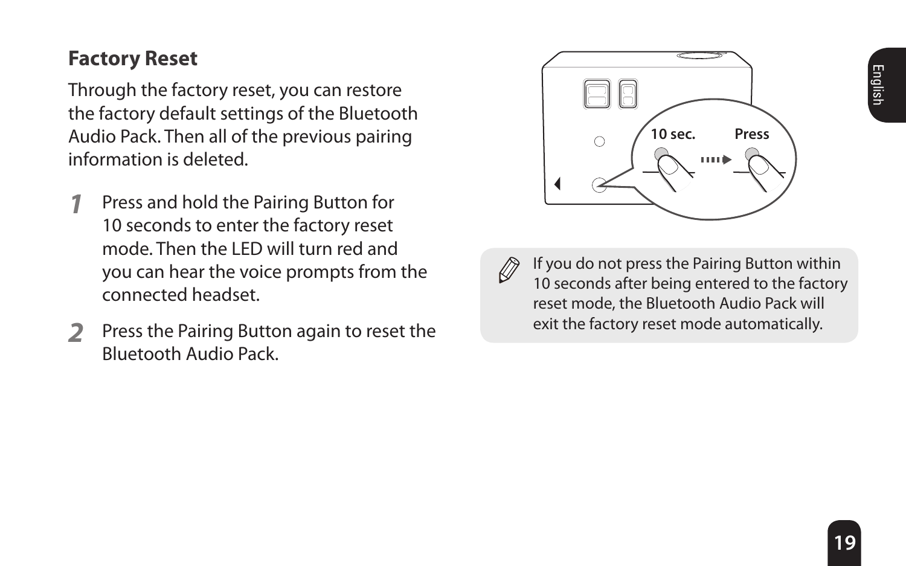## Factory Reset

Through the factory reset, you can restore the factory default settings of the Bluetooth Audio Pack. Then all of the previous pairing information is deleted.

1. Press and hold the Pairing Button for 10 seconds to enter the factory reset mode. Then the LED will turn red and you can hear the voice prompts from the connected headset.
2. Press the Pairing Button again to reset the Bluetooth Audio Pack.

10 sec. Press

> If you do not press the Pairing Button within 10 seconds after being entered to the factory reset mode, the Bluetooth Audio Pack will exit the factory reset mode automatically.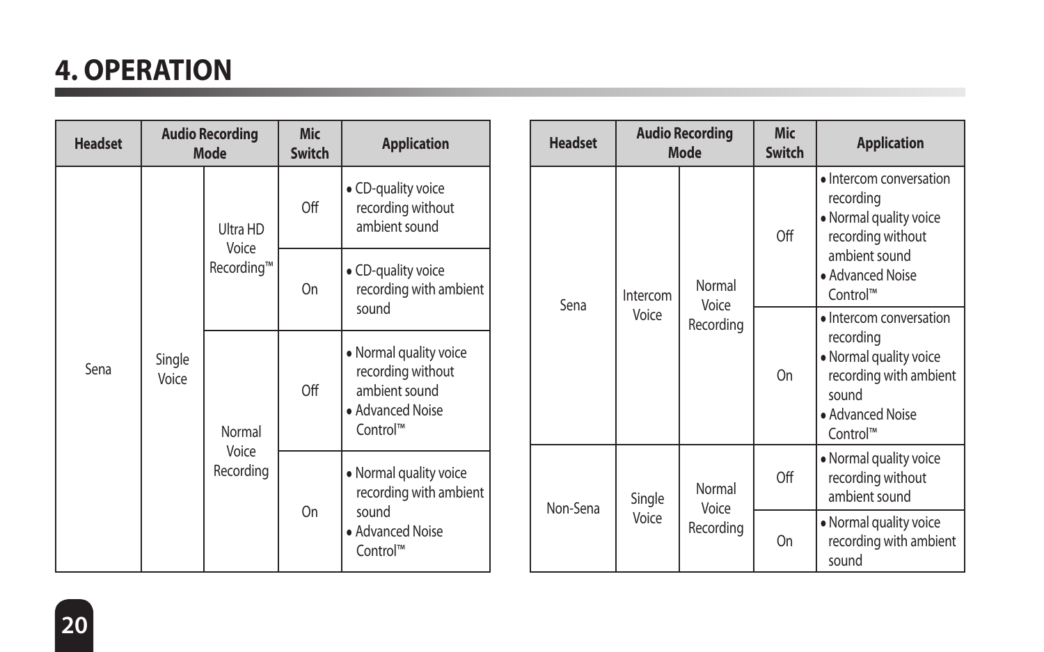# 4. OPERATION

| Headset | Audio Recording Mode | | Mic Switch | Application |
|---|---|---|---|---|
| Sena | Single Voice | Ultra HD Voice Recording™ | Off | • CD-quality voice recording without ambient sound |
| | | | On | • CD-quality voice recording with ambient sound |
| | | Normal Voice Recording | Off | • Normal quality voice recording without ambient sound<br>• Advanced Noise Control™ |
| | | | On | • Normal quality voice recording with ambient sound<br>• Advanced Noise Control™ |

| Headset | Audio Recording Mode | | Mic Switch | Application |
|---|---|---|---|---|
| Sena | Intercom Voice | Normal Voice Recording | Off | • Intercom conversation recording<br>• Normal quality voice recording without ambient sound<br>• Advanced Noise Control™ |
| | | | On | • Intercom conversation recording<br>• Normal quality voice recording with ambient sound<br>• Advanced Noise Control™ |
| Non-Sena | Single Voice | Normal Voice Recording | Off | • Normal quality voice recording without ambient sound |
| | | | On | • Normal quality voice recording with ambient sound |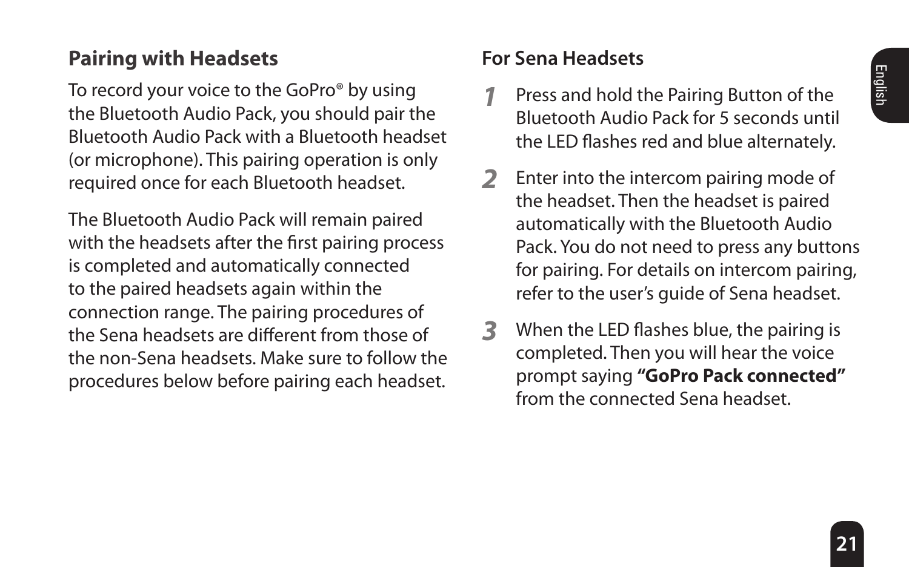## Pairing with Headsets

To record your voice to the GoPro® by using the Bluetooth Audio Pack, you should pair the Bluetooth Audio Pack with a Bluetooth headset (or microphone). This pairing operation is only required once for each Bluetooth headset.

The Bluetooth Audio Pack will remain paired with the headsets after the first pairing process is completed and automatically connected to the paired headsets again within the connection range. The pairing procedures of the Sena headsets are different from those of the non-Sena headsets. Make sure to follow the procedures below before pairing each headset.

### For Sena Headsets

1. Press and hold the Pairing Button of the Bluetooth Audio Pack for 5 seconds until the LED flashes red and blue alternately.
2. Enter into the intercom pairing mode of the headset. Then the headset is paired automatically with the Bluetooth Audio Pack. You do not need to press any buttons for pairing. For details on intercom pairing, refer to the user's guide of Sena headset.
3. When the LED flashes blue, the pairing is completed. Then you will hear the voice prompt saying **"GoPro Pack connected"** from the connected Sena headset.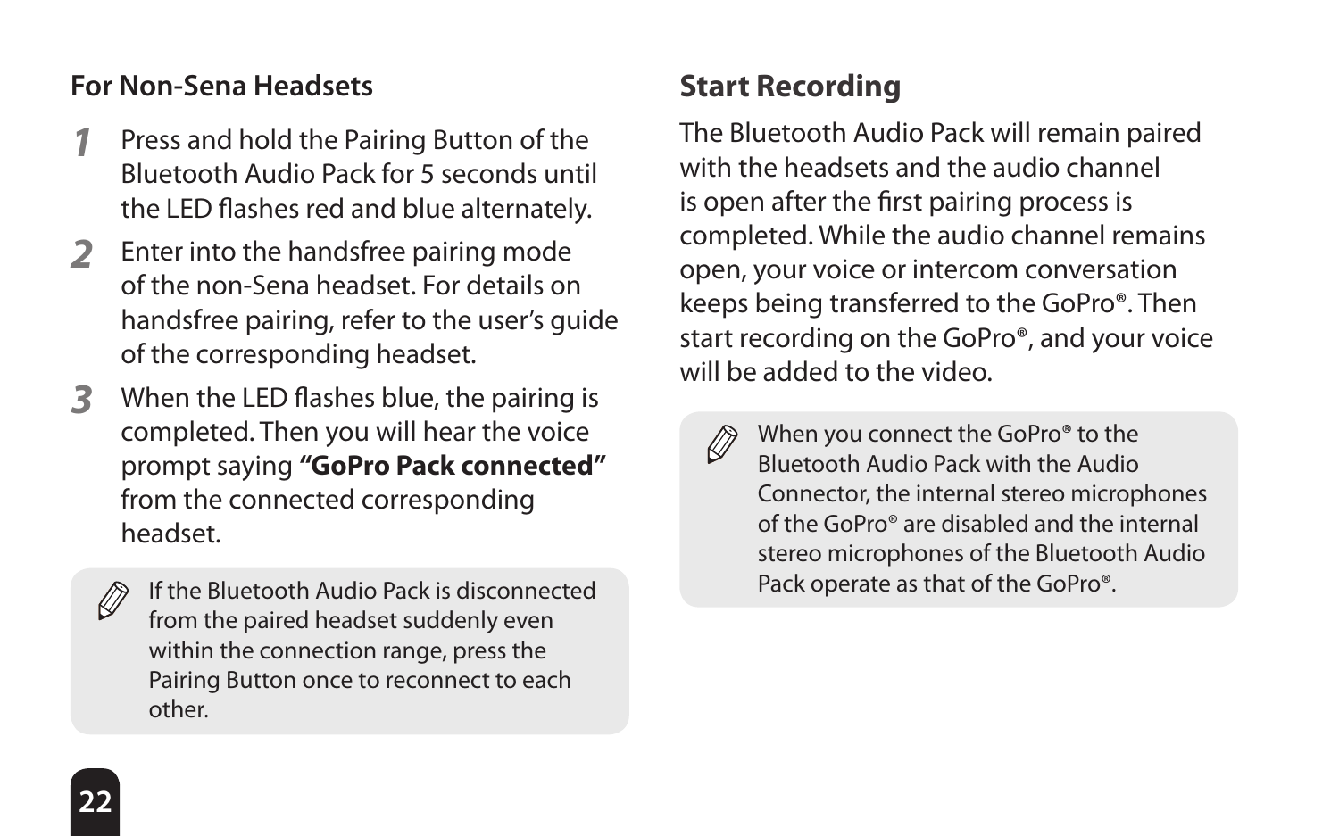### For Non-Sena Headsets

1. Press and hold the Pairing Button of the Bluetooth Audio Pack for 5 seconds until the LED flashes red and blue alternately.
2. Enter into the handsfree pairing mode of the non-Sena headset. For details on handsfree pairing, refer to the user's guide of the corresponding headset.
3. When the LED flashes blue, the pairing is completed. Then you will hear the voice prompt saying **"GoPro Pack connected"** from the connected corresponding headset.

> If the Bluetooth Audio Pack is disconnected from the paired headset suddenly even within the connection range, press the Pairing Button once to reconnect to each other.

## Start Recording

The Bluetooth Audio Pack will remain paired with the headsets and the audio channel is open after the first pairing process is completed. While the audio channel remains open, your voice or intercom conversation keeps being transferred to the GoPro®. Then start recording on the GoPro®, and your voice will be added to the video.

> When you connect the GoPro® to the Bluetooth Audio Pack with the Audio Connector, the internal stereo microphones of the GoPro® are disabled and the internal stereo microphones of the Bluetooth Audio Pack operate as that of the GoPro®.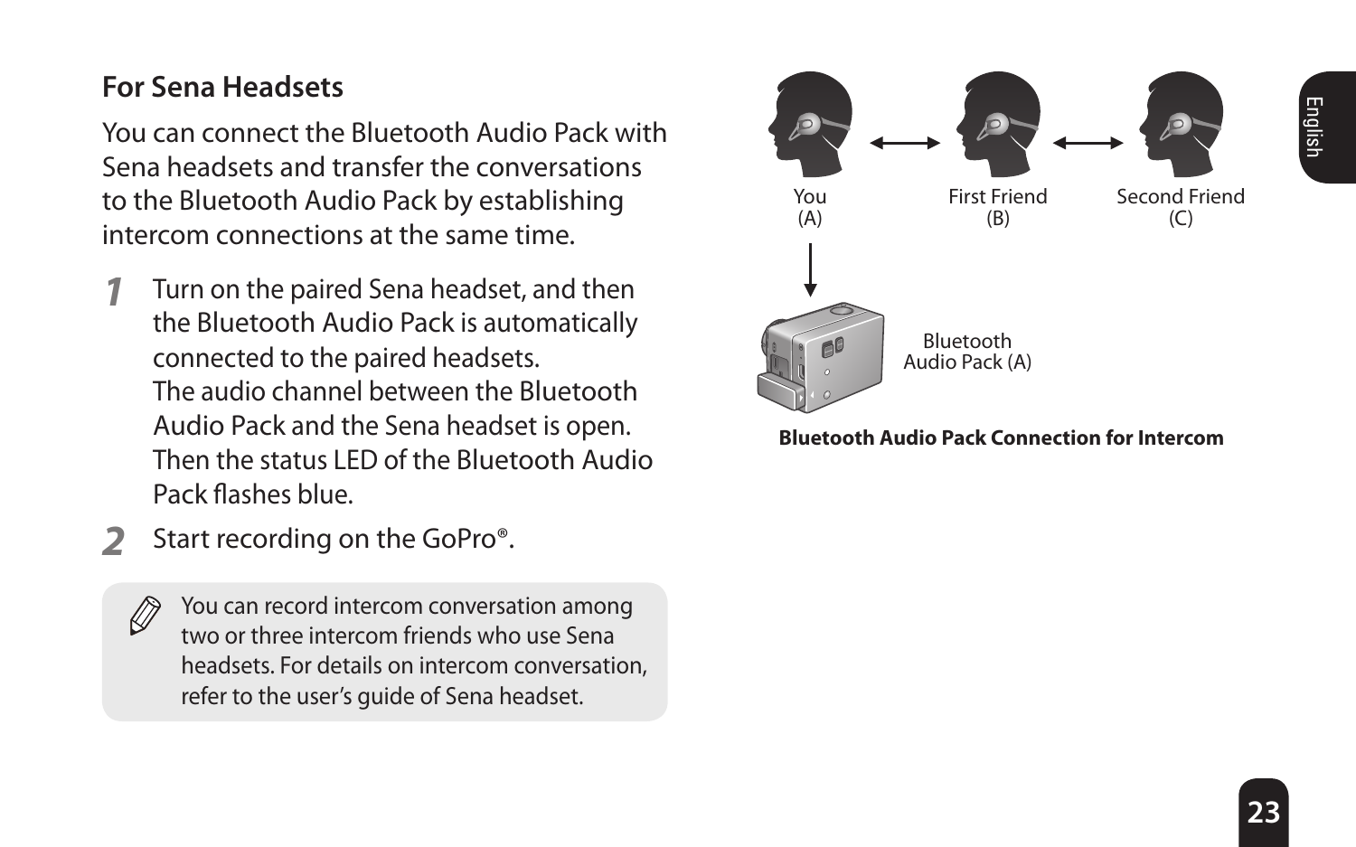## For Sena Headsets

You can connect the Bluetooth Audio Pack with Sena headsets and transfer the conversations to the Bluetooth Audio Pack by establishing intercom connections at the same time.

1. Turn on the paired Sena headset, and then the Bluetooth Audio Pack is automatically connected to the paired headsets. The audio channel between the Bluetooth Audio Pack and the Sena headset is open. Then the status LED of the Bluetooth Audio Pack flashes blue.
2. Start recording on the GoPro®.

> You can record intercom conversation among two or three intercom friends who use Sena headsets. For details on intercom conversation, refer to the user's guide of Sena headset.

You (A) ⟷ First Friend (B) ⟷ Second Friend (C)

Bluetooth Audio Pack (A)

**Bluetooth Audio Pack Connection for Intercom**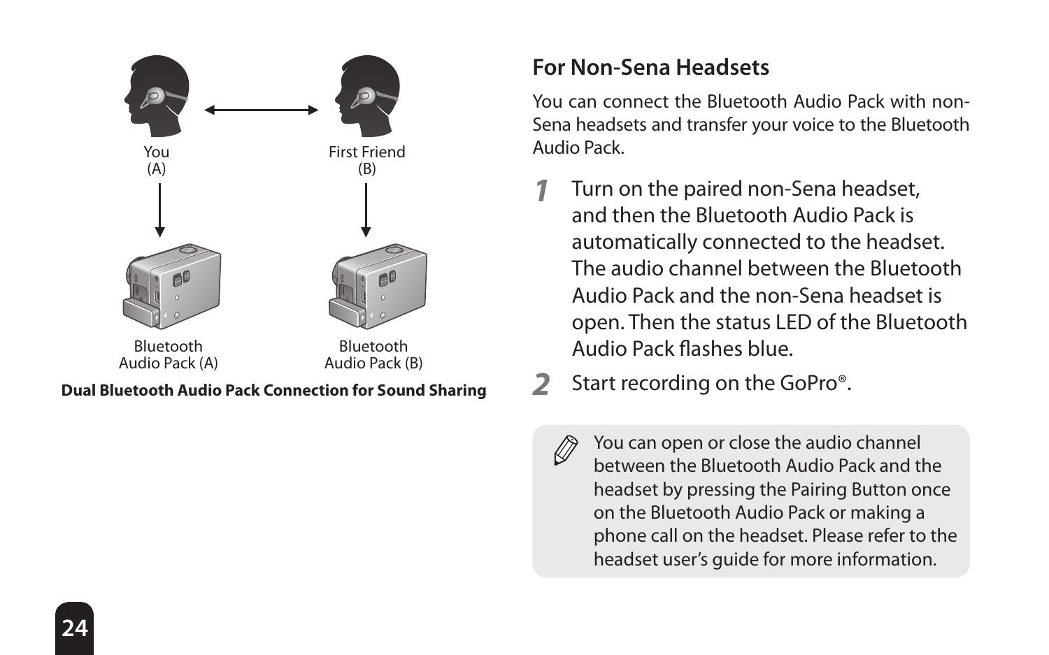You
(A)

First Friend
(B)

Bluetooth
Audio Pack (A)

Bluetooth
Audio Pack (B)

**Dual Bluetooth Audio Pack Connection for Sound Sharing**

## For Non-Sena Headsets

You can connect the Bluetooth Audio Pack with non-Sena headsets and transfer your voice to the Bluetooth Audio Pack.

1. Turn on the paired non-Sena headset, and then the Bluetooth Audio Pack is automatically connected to the headset. The audio channel between the Bluetooth Audio Pack and the non-Sena headset is open. Then the status LED of the Bluetooth Audio Pack flashes blue.
2. Start recording on the GoPro®.

> You can open or close the audio channel between the Bluetooth Audio Pack and the headset by pressing the Pairing Button once on the Bluetooth Audio Pack or making a phone call on the headset. Please refer to the headset user's guide for more information.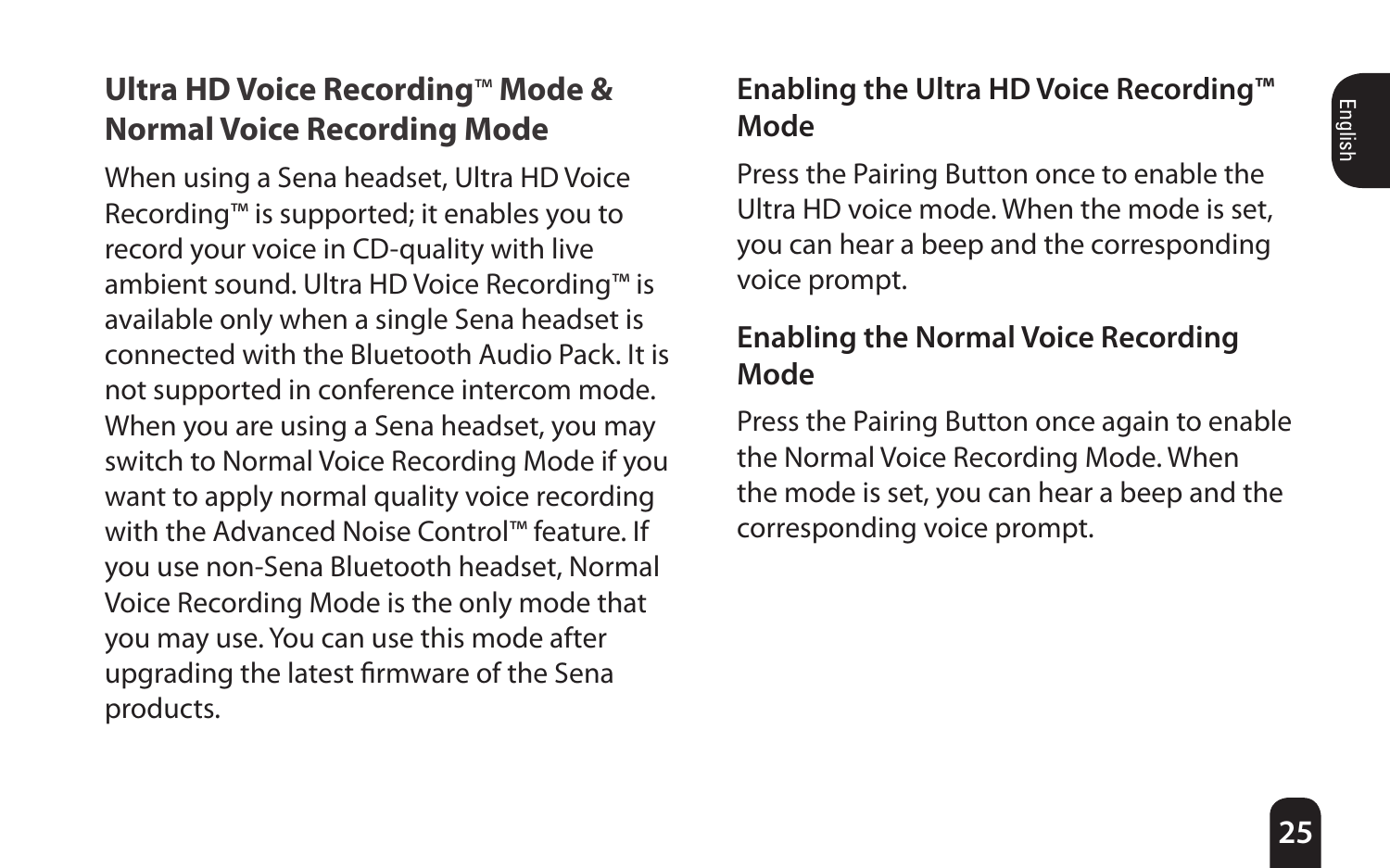## Ultra HD Voice Recording™ Mode & Normal Voice Recording Mode

When using a Sena headset, Ultra HD Voice Recording™ is supported; it enables you to record your voice in CD-quality with live ambient sound. Ultra HD Voice Recording™ is available only when a single Sena headset is connected with the Bluetooth Audio Pack. It is not supported in conference intercom mode. When you are using a Sena headset, you may switch to Normal Voice Recording Mode if you want to apply normal quality voice recording with the Advanced Noise Control™ feature. If you use non-Sena Bluetooth headset, Normal Voice Recording Mode is the only mode that you may use. You can use this mode after upgrading the latest firmware of the Sena products.

### Enabling the Ultra HD Voice Recording™ Mode

Press the Pairing Button once to enable the Ultra HD voice mode. When the mode is set, you can hear a beep and the corresponding voice prompt.

### Enabling the Normal Voice Recording Mode

Press the Pairing Button once again to enable the Normal Voice Recording Mode. When the mode is set, you can hear a beep and the corresponding voice prompt.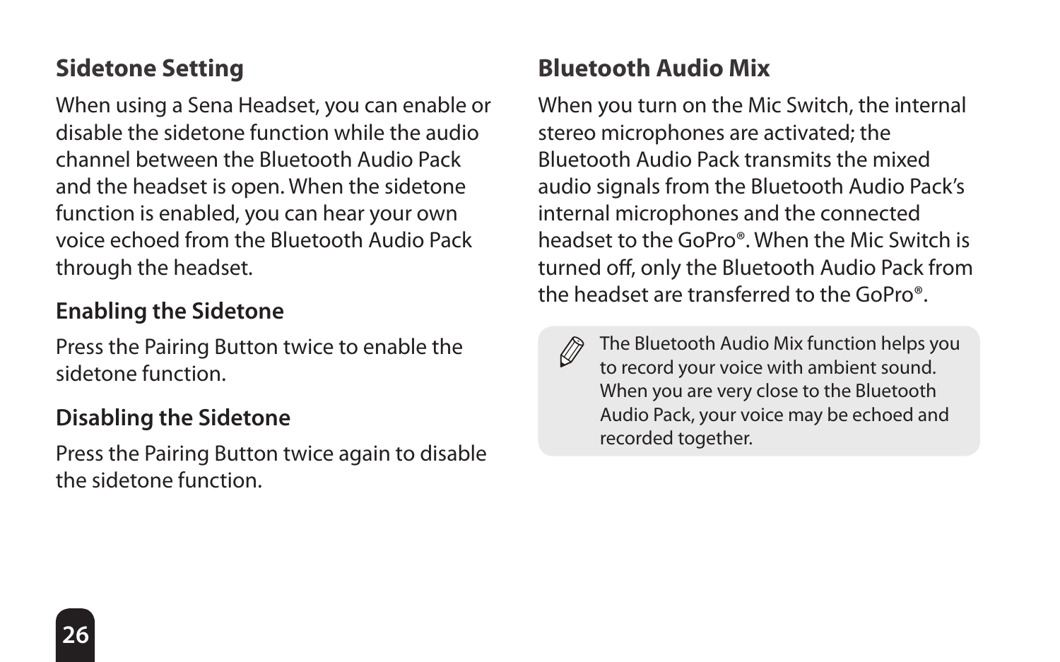## Sidetone Setting

When using a Sena Headset, you can enable or disable the sidetone function while the audio channel between the Bluetooth Audio Pack and the headset is open. When the sidetone function is enabled, you can hear your own voice echoed from the Bluetooth Audio Pack through the headset.

### Enabling the Sidetone

Press the Pairing Button twice to enable the sidetone function.

### Disabling the Sidetone

Press the Pairing Button twice again to disable the sidetone function.

## Bluetooth Audio Mix

When you turn on the Mic Switch, the internal stereo microphones are activated; the Bluetooth Audio Pack transmits the mixed audio signals from the Bluetooth Audio Pack's internal microphones and the connected headset to the GoPro®. When the Mic Switch is turned off, only the Bluetooth Audio Pack from the headset are transferred to the GoPro®.

> The Bluetooth Audio Mix function helps you to record your voice with ambient sound. When you are very close to the Bluetooth Audio Pack, your voice may be echoed and recorded together.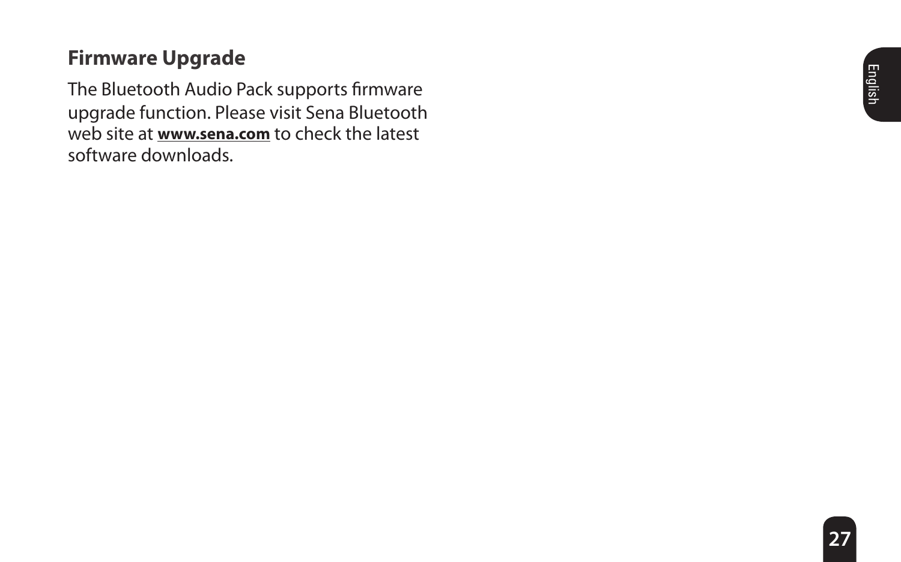## Firmware Upgrade

The Bluetooth Audio Pack supports firmware upgrade function. Please visit Sena Bluetooth web site at **www.sena.com** to check the latest software downloads.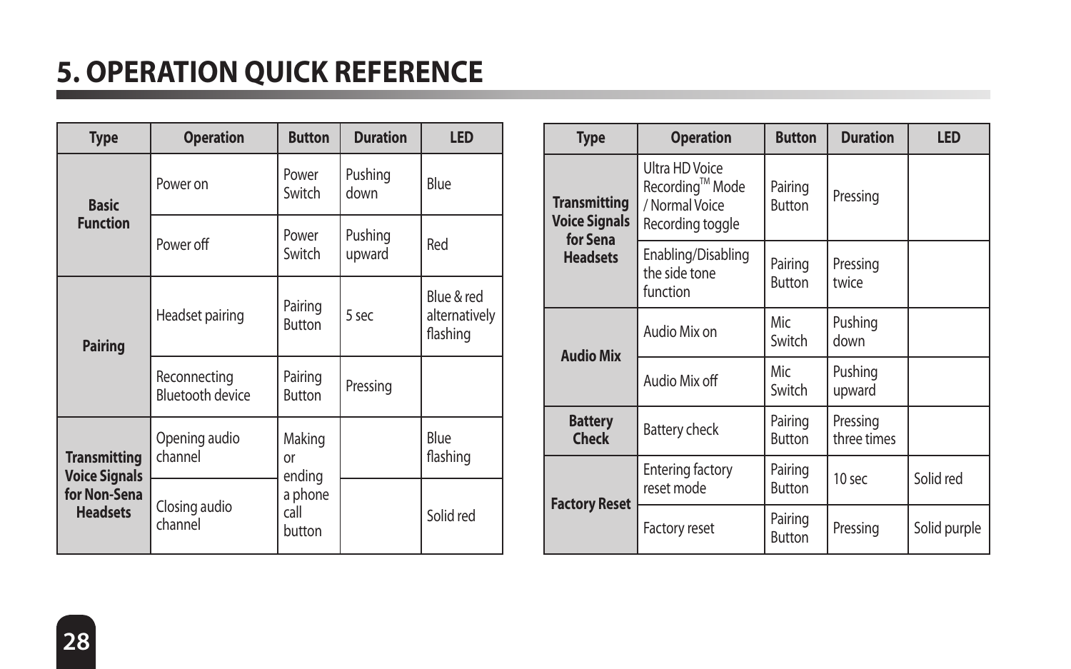# 5. OPERATION QUICK REFERENCE

| Type | Operation | Button | Duration | LED |
|---|---|---|---|---|
| Basic Function | Power on | Power Switch | Pushing down | Blue |
| | Power off | Power Switch | Pushing upward | Red |
| Pairing | Headset pairing | Pairing Button | 5 sec | Blue & red alternatively flashing |
| | Reconnecting Bluetooth device | Pairing Button | Pressing | |
| Transmitting Voice Signals for Non-Sena Headsets | Opening audio channel | Making or ending a phone call button | | Blue flashing |
| | Closing audio channel | | | Solid red |

| Type | Operation | Button | Duration | LED |
|---|---|---|---|---|
| Transmitting Voice Signals for Sena Headsets | Ultra HD Voice Recording™ Mode / Normal Voice Recording toggle | Pairing Button | Pressing | |
| | Enabling/Disabling the side tone function | Pairing Button | Pressing twice | |
| Audio Mix | Audio Mix on | Mic Switch | Pushing down | |
| | Audio Mix off | Mic Switch | Pushing upward | |
| Battery Check | Battery check | Pairing Button | Pressing three times | |
| Factory Reset | Entering factory reset mode | Pairing Button | 10 sec | Solid red |
| | Factory reset | Pairing Button | Pressing | Solid purple |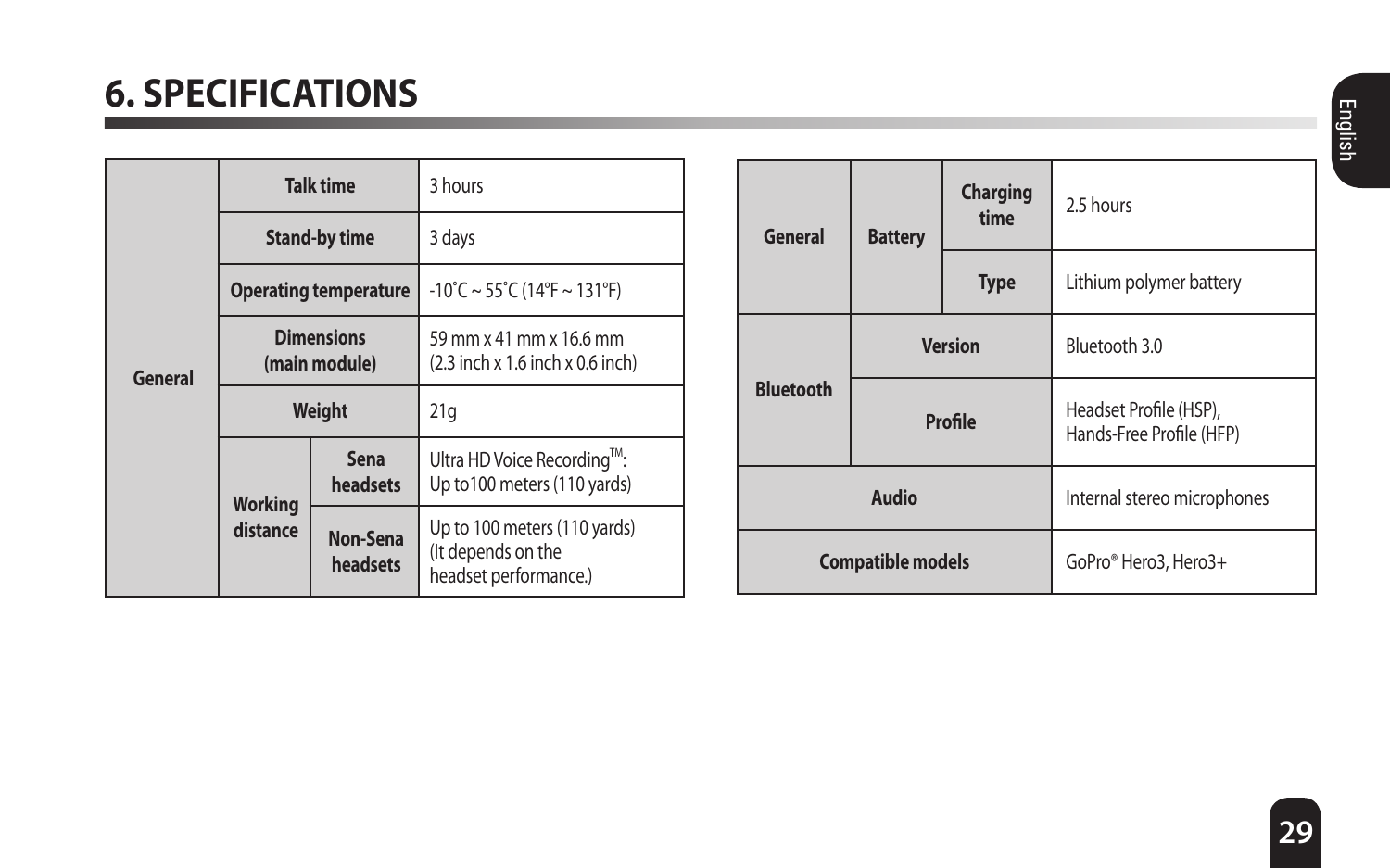# 6. SPECIFICATIONS

| | | | |
|---|---|---|---|
| General | Talk time | | 3 hours |
| | Stand-by time | | 3 days |
| | Operating temperature | | -10˚C ~ 55˚C (14°F ~ 131°F) |
| | Dimensions (main module) | | 59 mm x 41 mm x 16.6 mm (2.3 inch x 1.6 inch x 0.6 inch) |
| | Weight | | 21g |
| | Working distance | Sena headsets | Ultra HD Voice Recording™: Up to100 meters (110 yards) |
| | | Non-Sena headsets | Up to 100 meters (110 yards) (It depends on the headset performance.) |

| | | | |
|---|---|---|---|
| General | Battery | Charging time | 2.5 hours |
| | | Type | Lithium polymer battery |
| Bluetooth | Version | | Bluetooth 3.0 |
| | Profile | | Headset Profile (HSP), Hands-Free Profile (HFP) |
| Audio | | | Internal stereo microphones |
| Compatible models | | | GoPro® Hero3, Hero3+ |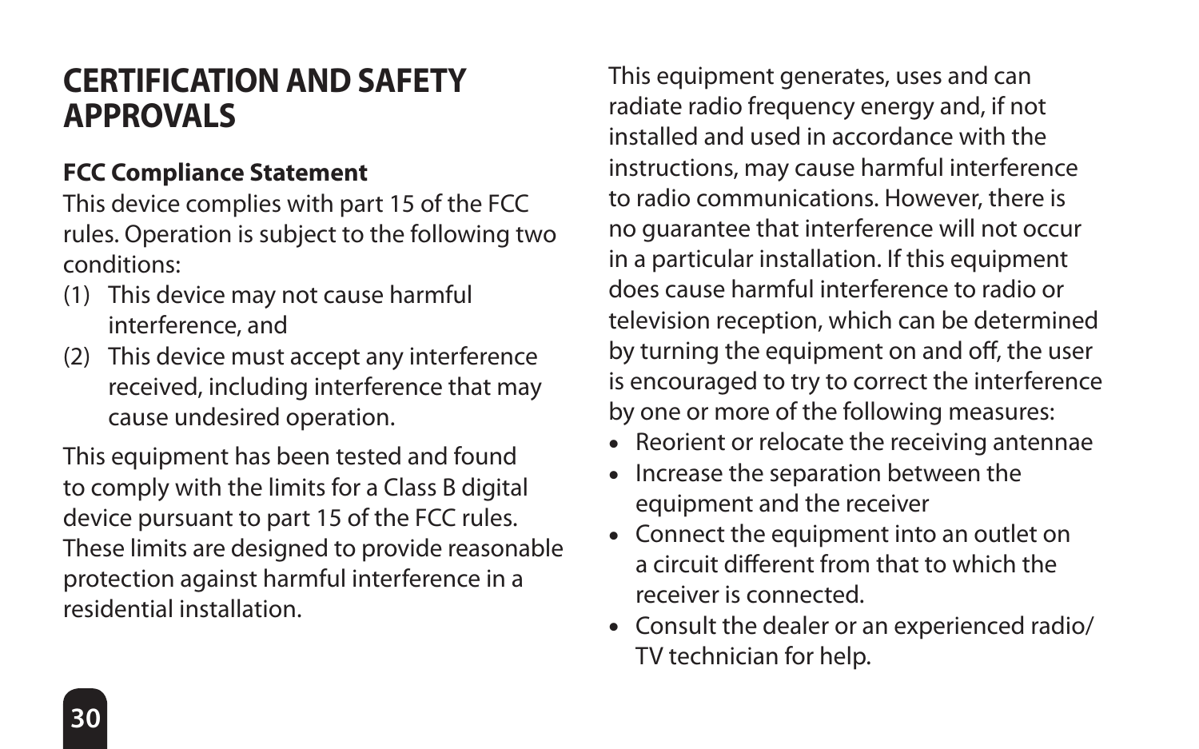# CERTIFICATION AND SAFETY APPROVALS

**FCC Compliance Statement**

This device complies with part 15 of the FCC rules. Operation is subject to the following two conditions:

(1) This device may not cause harmful interference, and
(2) This device must accept any interference received, including interference that may cause undesired operation.

This equipment has been tested and found to comply with the limits for a Class B digital device pursuant to part 15 of the FCC rules. These limits are designed to provide reasonable protection against harmful interference in a residential installation.

This equipment generates, uses and can radiate radio frequency energy and, if not installed and used in accordance with the instructions, may cause harmful interference to radio communications. However, there is no guarantee that interference will not occur in a particular installation. If this equipment does cause harmful interference to radio or television reception, which can be determined by turning the equipment on and off, the user is encouraged to try to correct the interference by one or more of the following measures:

- Reorient or relocate the receiving antennae
- Increase the separation between the equipment and the receiver
- Connect the equipment into an outlet on a circuit different from that to which the receiver is connected.
- Consult the dealer or an experienced radio/TV technician for help.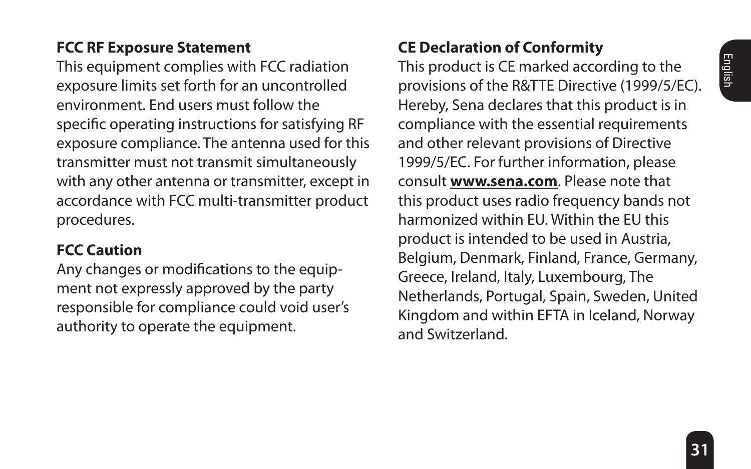## FCC RF Exposure Statement

This equipment complies with FCC radiation exposure limits set forth for an uncontrolled environment. End users must follow the specific operating instructions for satisfying RF exposure compliance. The antenna used for this transmitter must not transmit simultaneously with any other antenna or transmitter, except in accordance with FCC multi-transmitter product procedures.

## FCC Caution

Any changes or modifications to the equipment not expressly approved by the party responsible for compliance could void user's authority to operate the equipment.

## CE Declaration of Conformity

This product is CE marked according to the provisions of the R&TTE Directive (1999/5/EC). Hereby, Sena declares that this product is in compliance with the essential requirements and other relevant provisions of Directive 1999/5/EC. For further information, please consult **www.sena.com**. Please note that this product uses radio frequency bands not harmonized within EU. Within the EU this product is intended to be used in Austria, Belgium, Denmark, Finland, France, Germany, Greece, Ireland, Italy, Luxembourg, The Netherlands, Portugal, Spain, Sweden, United Kingdom and within EFTA in Iceland, Norway and Switzerland.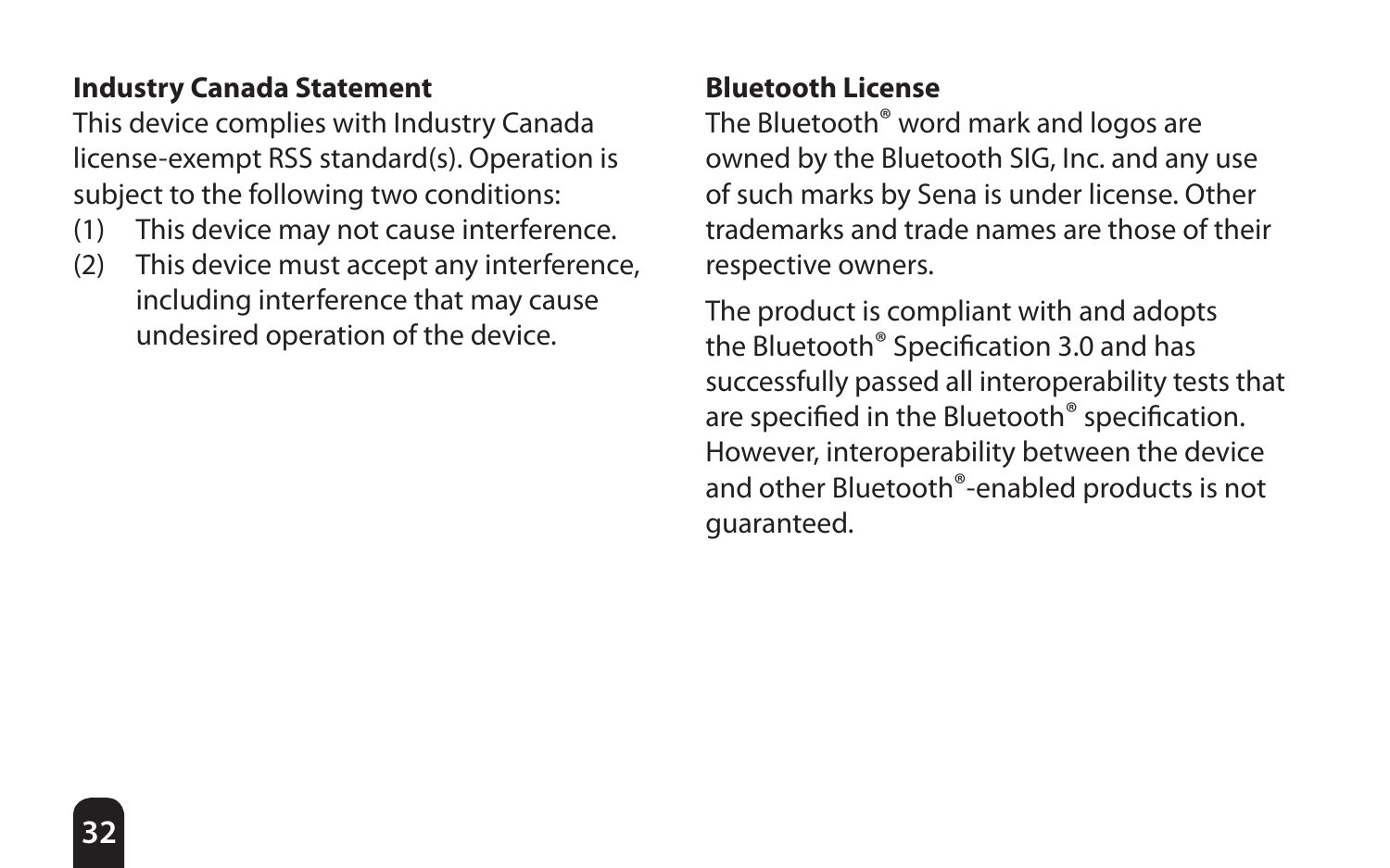## Industry Canada Statement

This device complies with Industry Canada license-exempt RSS standard(s). Operation is subject to the following two conditions:

(1) This device may not cause interference.
(2) This device must accept any interference, including interference that may cause undesired operation of the device.

## Bluetooth License

The Bluetooth® word mark and logos are owned by the Bluetooth SIG, Inc. and any use of such marks by Sena is under license. Other trademarks and trade names are those of their respective owners.

The product is compliant with and adopts the Bluetooth® Specification 3.0 and has successfully passed all interoperability tests that are specified in the Bluetooth® specification. However, interoperability between the device and other Bluetooth®-enabled products is not guaranteed.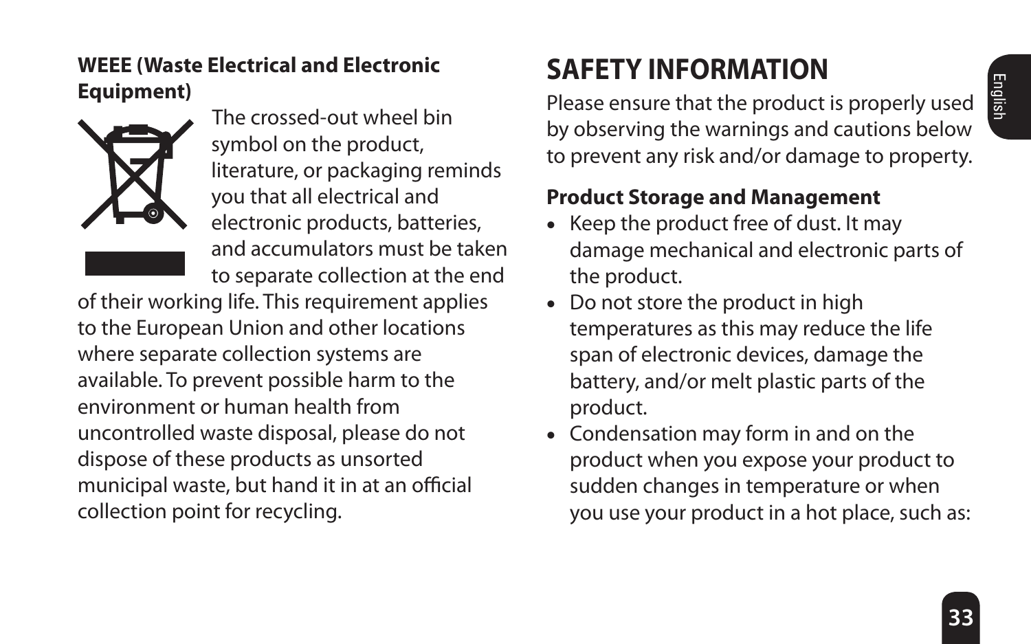**WEEE (Waste Electrical and Electronic Equipment)**

The crossed-out wheel bin symbol on the product, literature, or packaging reminds you that all electrical and electronic products, batteries, and accumulators must be taken to separate collection at the end of their working life. This requirement applies to the European Union and other locations where separate collection systems are available. To prevent possible harm to the environment or human health from uncontrolled waste disposal, please do not dispose of these products as unsorted municipal waste, but hand it in at an official collection point for recycling.

# SAFETY INFORMATION

Please ensure that the product is properly used by observing the warnings and cautions below to prevent any risk and/or damage to property.

**Product Storage and Management**

- Keep the product free of dust. It may damage mechanical and electronic parts of the product.
- Do not store the product in high temperatures as this may reduce the life span of electronic devices, damage the battery, and/or melt plastic parts of the product.
- Condensation may form in and on the product when you expose your product to sudden changes in temperature or when you use your product in a hot place, such as: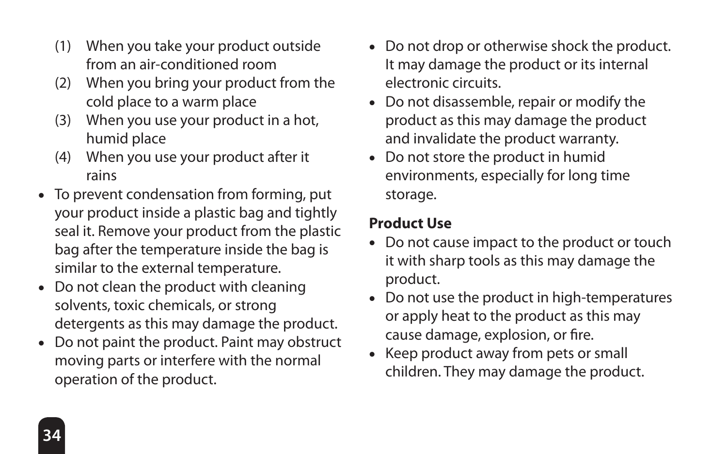(1) When you take your product outside from an air-conditioned room
(2) When you bring your product from the cold place to a warm place
(3) When you use your product in a hot, humid place
(4) When you use your product after it rains

- To prevent condensation from forming, put your product inside a plastic bag and tightly seal it. Remove your product from the plastic bag after the temperature inside the bag is similar to the external temperature.
- Do not clean the product with cleaning solvents, toxic chemicals, or strong detergents as this may damage the product.
- Do not paint the product. Paint may obstruct moving parts or interfere with the normal operation of the product.
- Do not drop or otherwise shock the product. It may damage the product or its internal electronic circuits.
- Do not disassemble, repair or modify the product as this may damage the product and invalidate the product warranty.
- Do not store the product in humid environments, especially for long time storage.

**Product Use**

- Do not cause impact to the product or touch it with sharp tools as this may damage the product.
- Do not use the product in high-temperatures or apply heat to the product as this may cause damage, explosion, or fire.
- Keep product away from pets or small children. They may damage the product.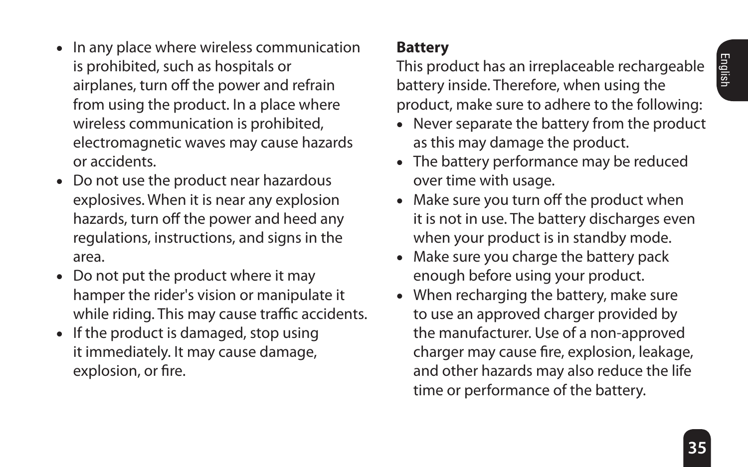- In any place where wireless communication is prohibited, such as hospitals or airplanes, turn off the power and refrain from using the product. In a place where wireless communication is prohibited, electromagnetic waves may cause hazards or accidents.
- Do not use the product near hazardous explosives. When it is near any explosion hazards, turn off the power and heed any regulations, instructions, and signs in the area.
- Do not put the product where it may hamper the rider's vision or manipulate it while riding. This may cause traffic accidents.
- If the product is damaged, stop using it immediately. It may cause damage, explosion, or fire.

**Battery**

This product has an irreplaceable rechargeable battery inside. Therefore, when using the product, make sure to adhere to the following:

- Never separate the battery from the product as this may damage the product.
- The battery performance may be reduced over time with usage.
- Make sure you turn off the product when it is not in use. The battery discharges even when your product is in standby mode.
- Make sure you charge the battery pack enough before using your product.
- When recharging the battery, make sure to use an approved charger provided by the manufacturer. Use of a non-approved charger may cause fire, explosion, leakage, and other hazards may also reduce the life time or performance of the battery.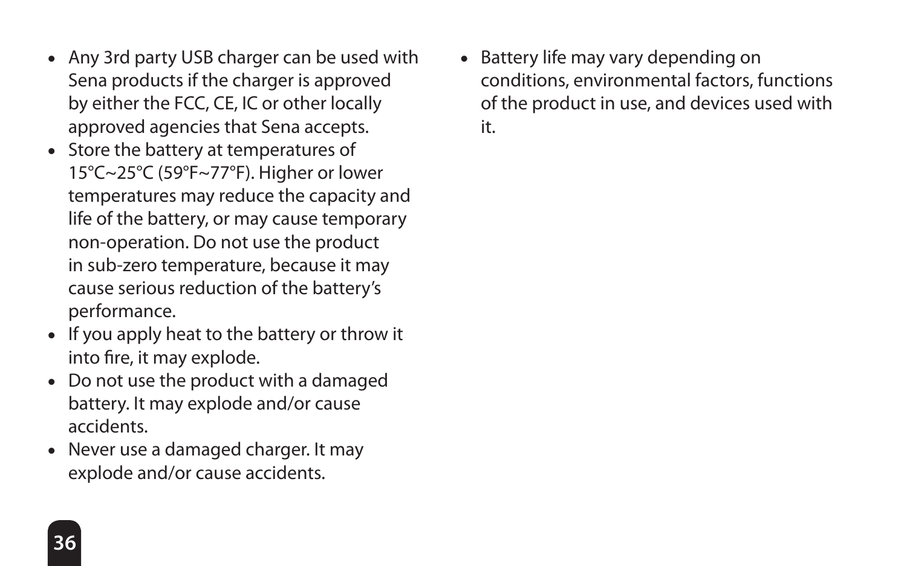- Any 3rd party USB charger can be used with Sena products if the charger is approved by either the FCC, CE, IC or other locally approved agencies that Sena accepts.
- Store the battery at temperatures of 15°C~25°C (59°F~77°F). Higher or lower temperatures may reduce the capacity and life of the battery, or may cause temporary non-operation. Do not use the product in sub-zero temperature, because it may cause serious reduction of the battery's performance.
- If you apply heat to the battery or throw it into fire, it may explode.
- Do not use the product with a damaged battery. It may explode and/or cause accidents.
- Never use a damaged charger. It may explode and/or cause accidents.
- Battery life may vary depending on conditions, environmental factors, functions of the product in use, and devices used with it.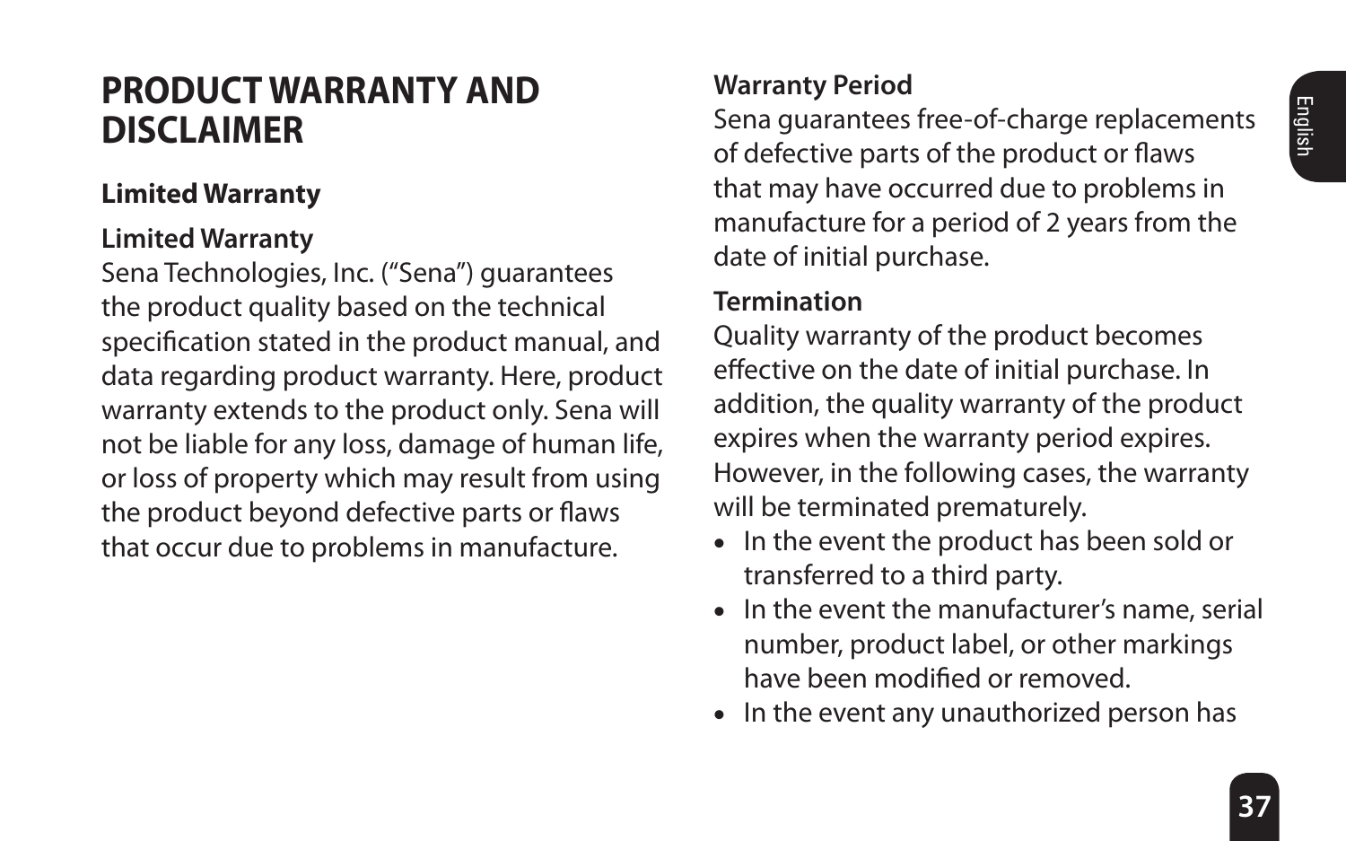# PRODUCT WARRANTY AND DISCLAIMER

## Limited Warranty

### Limited Warranty

Sena Technologies, Inc. ("Sena") guarantees the product quality based on the technical specification stated in the product manual, and data regarding product warranty. Here, product warranty extends to the product only. Sena will not be liable for any loss, damage of human life, or loss of property which may result from using the product beyond defective parts or flaws that occur due to problems in manufacture.

### Warranty Period

Sena guarantees free-of-charge replacements of defective parts of the product or flaws that may have occurred due to problems in manufacture for a period of 2 years from the date of initial purchase.

### Termination

Quality warranty of the product becomes effective on the date of initial purchase. In addition, the quality warranty of the product expires when the warranty period expires. However, in the following cases, the warranty will be terminated prematurely.

- In the event the product has been sold or transferred to a third party.
- In the event the manufacturer's name, serial number, product label, or other markings have been modified or removed.
- In the event any unauthorized person has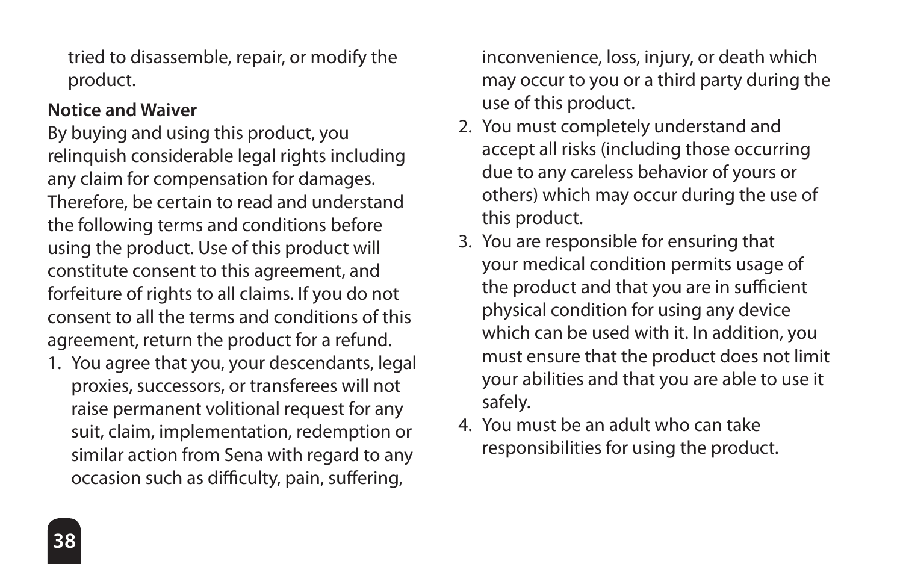tried to disassemble, repair, or modify the product.

**Notice and Waiver**

By buying and using this product, you relinquish considerable legal rights including any claim for compensation for damages. Therefore, be certain to read and understand the following terms and conditions before using the product. Use of this product will constitute consent to this agreement, and forfeiture of rights to all claims. If you do not consent to all the terms and conditions of this agreement, return the product for a refund.

1. You agree that you, your descendants, legal proxies, successors, or transferees will not raise permanent volitional request for any suit, claim, implementation, redemption or similar action from Sena with regard to any occasion such as difficulty, pain, suffering, inconvenience, loss, injury, or death which may occur to you or a third party during the use of this product.
2. You must completely understand and accept all risks (including those occurring due to any careless behavior of yours or others) which may occur during the use of this product.
3. You are responsible for ensuring that your medical condition permits usage of the product and that you are in sufficient physical condition for using any device which can be used with it. In addition, you must ensure that the product does not limit your abilities and that you are able to use it safely.
4. You must be an adult who can take responsibilities for using the product.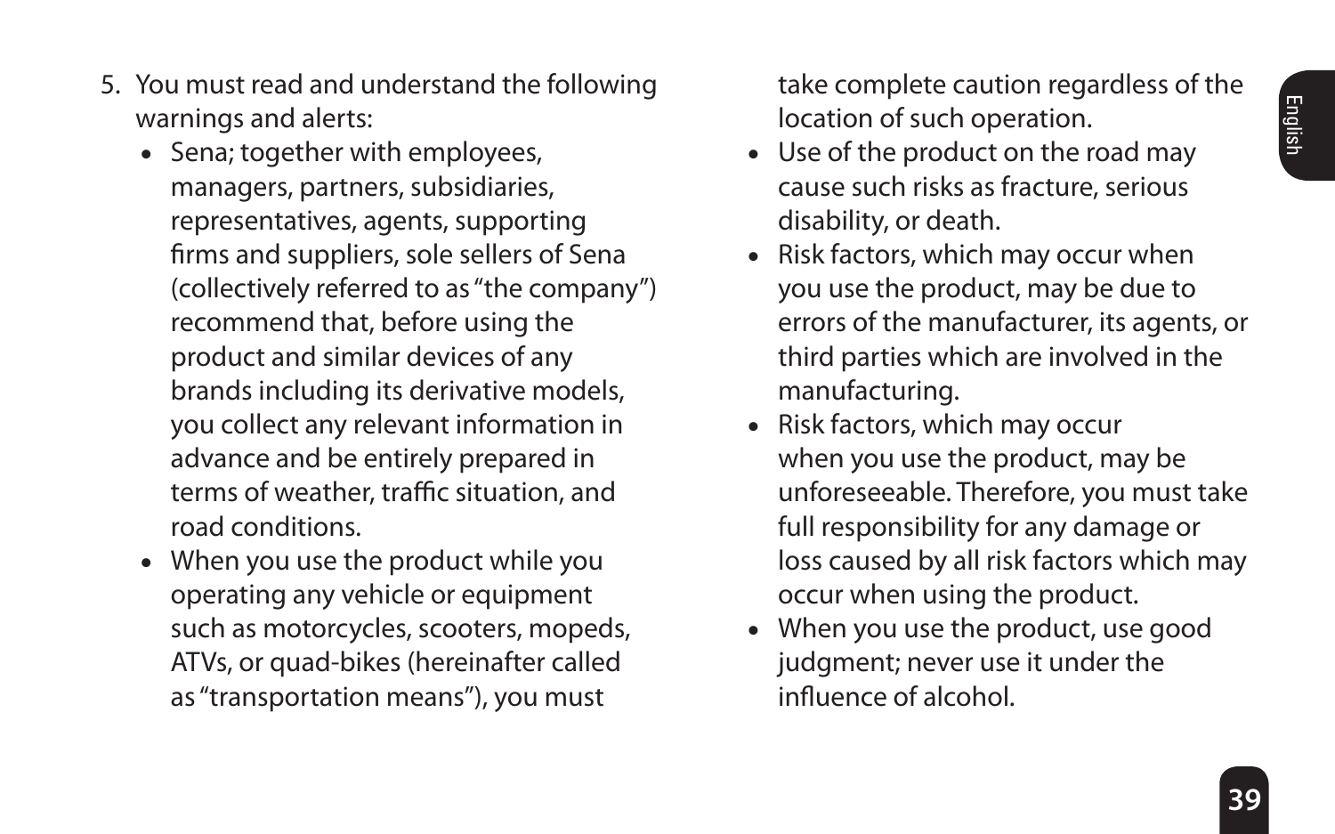5. You must read and understand the following warnings and alerts:
    - Sena; together with employees, managers, partners, subsidiaries, representatives, agents, supporting firms and suppliers, sole sellers of Sena (collectively referred to as "the company") recommend that, before using the product and similar devices of any brands including its derivative models, you collect any relevant information in advance and be entirely prepared in terms of weather, traffic situation, and road conditions.
    - When you use the product while you operating any vehicle or equipment such as motorcycles, scooters, mopeds, ATVs, or quad-bikes (hereinafter called as "transportation means"), you must take complete caution regardless of the location of such operation.
    - Use of the product on the road may cause such risks as fracture, serious disability, or death.
    - Risk factors, which may occur when you use the product, may be due to errors of the manufacturer, its agents, or third parties which are involved in the manufacturing.
    - Risk factors, which may occur when you use the product, may be unforeseeable. Therefore, you must take full responsibility for any damage or loss caused by all risk factors which may occur when using the product.
    - When you use the product, use good judgment; never use it under the influence of alcohol.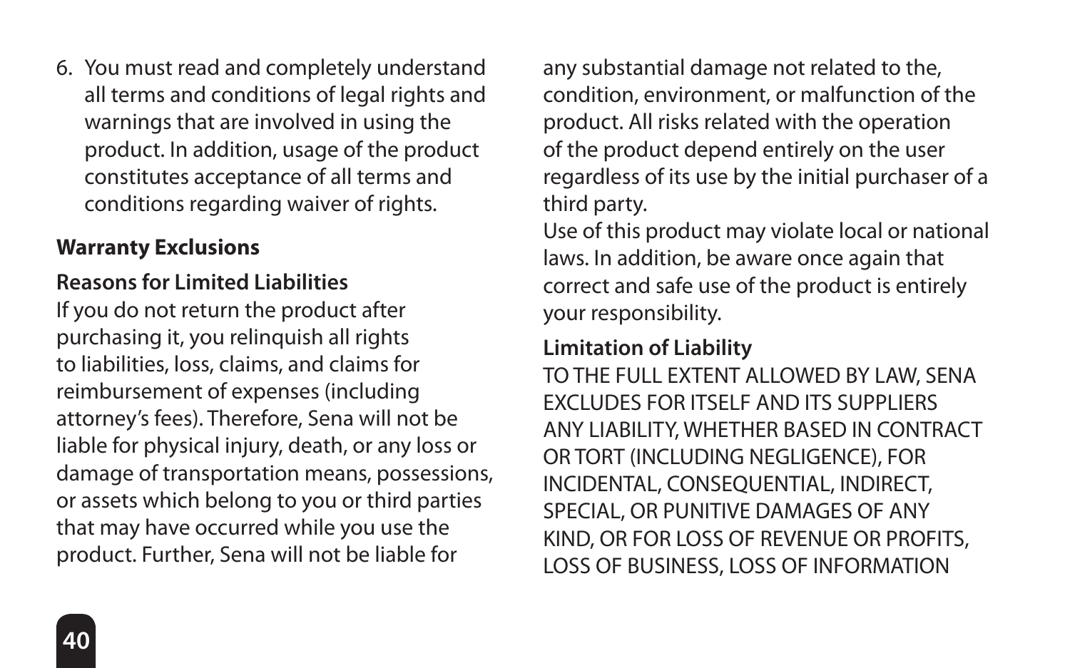6. You must read and completely understand all terms and conditions of legal rights and warnings that are involved in using the product. In addition, usage of the product constitutes acceptance of all terms and conditions regarding waiver of rights.

**Warranty Exclusions**

**Reasons for Limited Liabilities**

If you do not return the product after purchasing it, you relinquish all rights to liabilities, loss, claims, and claims for reimbursement of expenses (including attorney's fees). Therefore, Sena will not be liable for physical injury, death, or any loss or damage of transportation means, possessions, or assets which belong to you or third parties that may have occurred while you use the product. Further, Sena will not be liable for any substantial damage not related to the, condition, environment, or malfunction of the product. All risks related with the operation of the product depend entirely on the user regardless of its use by the initial purchaser of a third party.

Use of this product may violate local or national laws. In addition, be aware once again that correct and safe use of the product is entirely your responsibility.

**Limitation of Liability**

TO THE FULL EXTENT ALLOWED BY LAW, SENA EXCLUDES FOR ITSELF AND ITS SUPPLIERS ANY LIABILITY, WHETHER BASED IN CONTRACT OR TORT (INCLUDING NEGLIGENCE), FOR INCIDENTAL, CONSEQUENTIAL, INDIRECT, SPECIAL, OR PUNITIVE DAMAGES OF ANY KIND, OR FOR LOSS OF REVENUE OR PROFITS, LOSS OF BUSINESS, LOSS OF INFORMATION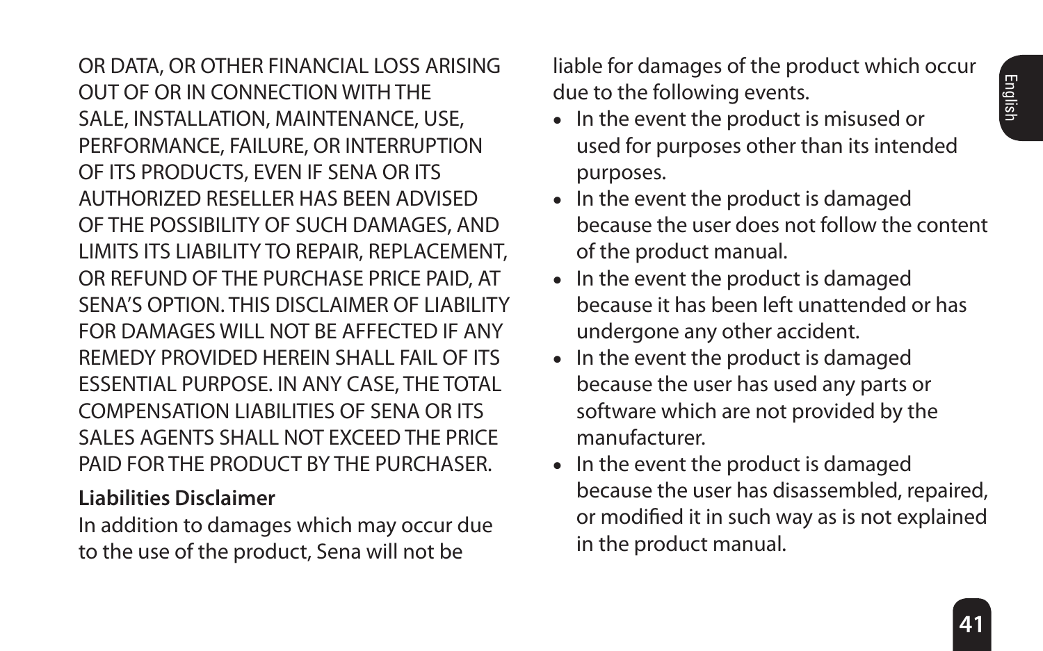OR DATA, OR OTHER FINANCIAL LOSS ARISING OUT OF OR IN CONNECTION WITH THE SALE, INSTALLATION, MAINTENANCE, USE, PERFORMANCE, FAILURE, OR INTERRUPTION OF ITS PRODUCTS, EVEN IF SENA OR ITS AUTHORIZED RESELLER HAS BEEN ADVISED OF THE POSSIBILITY OF SUCH DAMAGES, AND LIMITS ITS LIABILITY TO REPAIR, REPLACEMENT, OR REFUND OF THE PURCHASE PRICE PAID, AT SENA'S OPTION. THIS DISCLAIMER OF LIABILITY FOR DAMAGES WILL NOT BE AFFECTED IF ANY REMEDY PROVIDED HEREIN SHALL FAIL OF ITS ESSENTIAL PURPOSE. IN ANY CASE, THE TOTAL COMPENSATION LIABILITIES OF SENA OR ITS SALES AGENTS SHALL NOT EXCEED THE PRICE PAID FOR THE PRODUCT BY THE PURCHASER.

**Liabilities Disclaimer**

In addition to damages which may occur due to the use of the product, Sena will not be liable for damages of the product which occur due to the following events.

- In the event the product is misused or used for purposes other than its intended purposes.
- In the event the product is damaged because the user does not follow the content of the product manual.
- In the event the product is damaged because it has been left unattended or has undergone any other accident.
- In the event the product is damaged because the user has used any parts or software which are not provided by the manufacturer.
- In the event the product is damaged because the user has disassembled, repaired, or modified it in such way as is not explained in the product manual.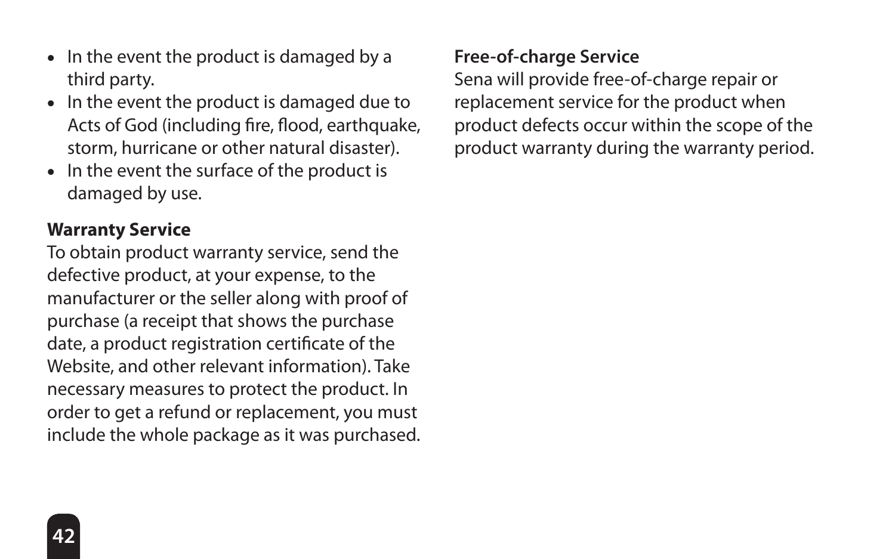- In the event the product is damaged by a third party.
- In the event the product is damaged due to Acts of God (including fire, flood, earthquake, storm, hurricane or other natural disaster).
- In the event the surface of the product is damaged by use.

**Warranty Service**

To obtain product warranty service, send the defective product, at your expense, to the manufacturer or the seller along with proof of purchase (a receipt that shows the purchase date, a product registration certificate of the Website, and other relevant information). Take necessary measures to protect the product. In order to get a refund or replacement, you must include the whole package as it was purchased.

**Free-of-charge Service**

Sena will provide free-of-charge repair or replacement service for the product when product defects occur within the scope of the product warranty during the warranty period.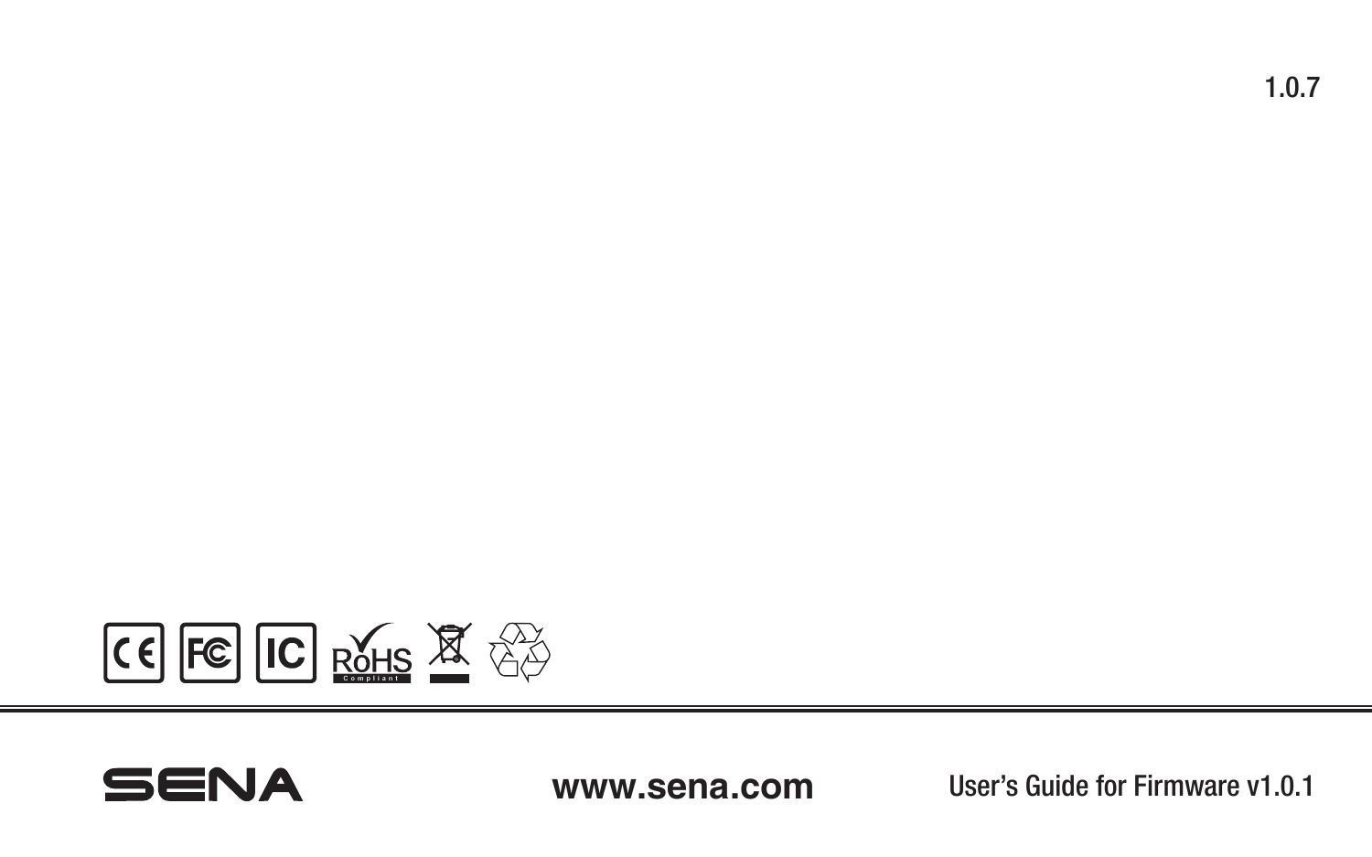1.0.7

SENA

www.sena.com

User's Guide for Firmware v1.0.1